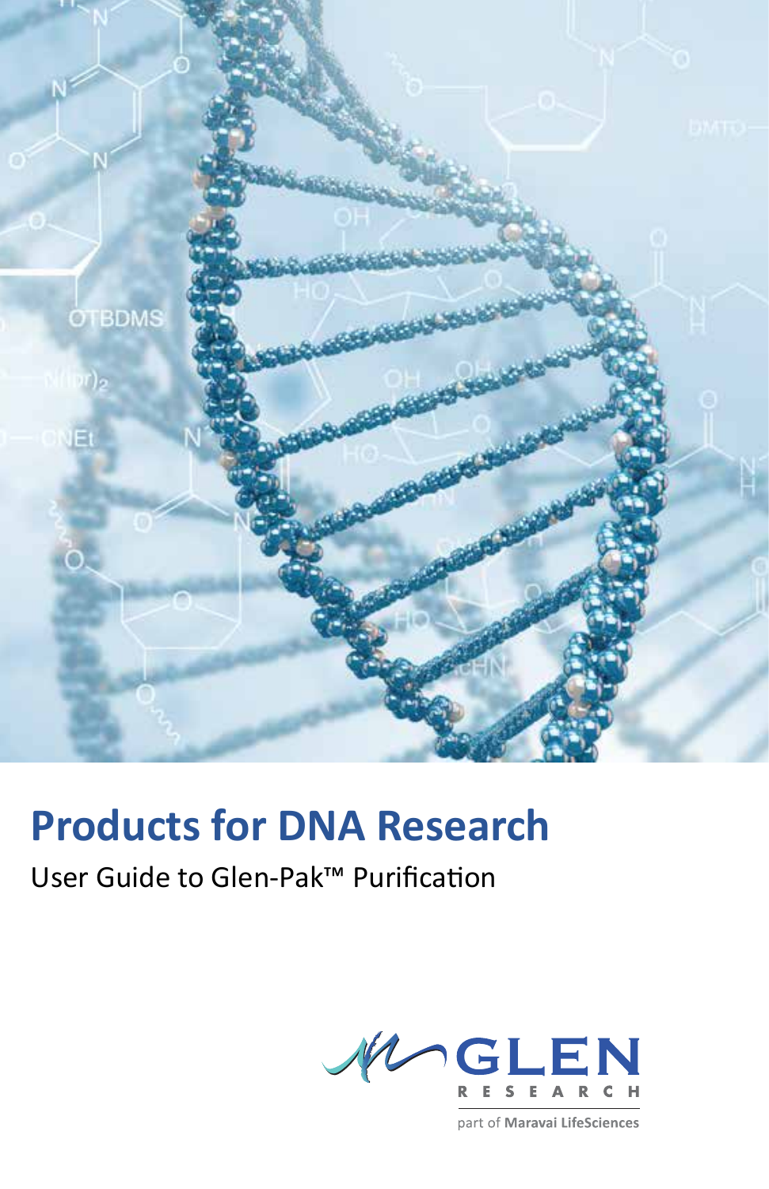# Products for DNA Research

User Guide to Glen-Pak™ Purification

GLEN RESEARCH

part of Maravai LifeSciences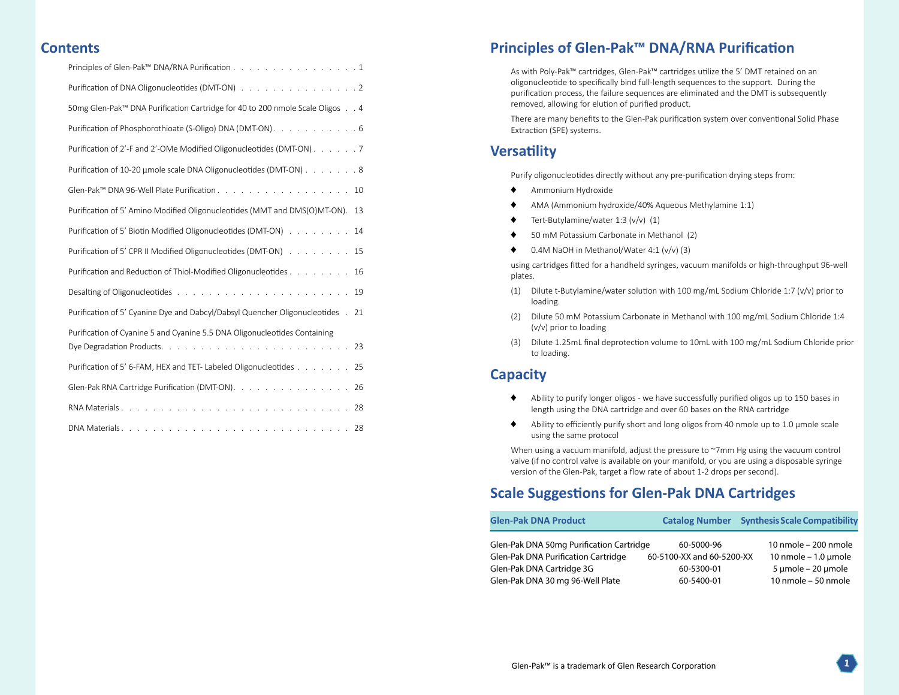## Contents

Principles of Glen-Pak™ DNA/RNA Purification . . . . . . . . . . . . . . . . . 1

Purification of DNA Oligonucleotides (DMT-ON) . . . . . . . . . . . . . . . 2

50mg Glen-Pak™ DNA Purification Cartridge for 40 to 200 nmole Scale Oligos . . 4

Purification of Phosphorothioate (S-Oligo) DNA (DMT-ON) . . . . . . . . . . . 6

Purification of 2'-F and 2'-OMe Modified Oligonucleotides (DMT-ON) . . . . . . 7

Purification of 10-20 µmole scale DNA Oligonucleotides (DMT-ON) . . . . . . . 8

Glen-Pak™ DNA 96-Well Plate Purification . . . . . . . . . . . . . . . . . 10

Purification of 5' Amino Modified Oligonucleotides (MMT and DMS(O)MT-ON). 13

Purification of 5' Biotin Modified Oligonucleotides (DMT-ON) . . . . . . . . 14

Purification of 5' CPR II Modified Oligonucleotides (DMT-ON) . . . . . . . . 15

Purification and Reduction of Thiol-Modified Oligonucleotides . . . . . . . . 16

Desalting of Oligonucleotides . . . . . . . . . . . . . . . . . . . . . . 19

Purification of 5' Cyanine Dye and Dabcyl/Dabsyl Quencher Oligonucleotides . 21

Purification of Cyanine 5 and Cyanine 5.5 DNA Oligonucleotides Containing Dye Degradation Products. . . . . . . . . . . . . . . . . . . . . . . . 23

Purification of 5' 6-FAM, HEX and TET- Labeled Oligonucleotides . . . . . . . 25

Glen-Pak RNA Cartridge Purification (DMT-ON). . . . . . . . . . . . . . . 26

RNA Materials . . . . . . . . . . . . . . . . . . . . . . . . . . . . . . 28

DNA Materials . . . . . . . . . . . . . . . . . . . . . . . . . . . . . . 28

# Principles of Glen-Pak™ DNA/RNA Purification

As with Poly-Pak™ cartridges, Glen-Pak™ cartridges utilize the 5' DMT retained on an oligonucleotide to specifically bind full-length sequences to the support. During the purification process, the failure sequences are eliminated and the DMT is subsequently removed, allowing for elution of purified product.

There are many benefits to the Glen-Pak purification system over conventional Solid Phase Extraction (SPE) systems.

## Versatility

Purify oligonucleotides directly without any pre-purification drying steps from:

- Ammonium Hydroxide
- AMA (Ammonium hydroxide/40% Aqueous Methylamine 1:1)
- Tert-Butylamine/water 1:3 (v/v) (1)
- 50 mM Potassium Carbonate in Methanol (2)
- 0.4M NaOH in Methanol/Water 4:1 (v/v) (3)

using cartridges fitted for a handheld syringes, vacuum manifolds or high-throughput 96-well plates.

(1) Dilute t-Butylamine/water solution with 100 mg/mL Sodium Chloride 1:7 (v/v) prior to loading.

(2) Dilute 50 mM Potassium Carbonate in Methanol with 100 mg/mL Sodium Chloride 1:4 (v/v) prior to loading

(3) Dilute 1.25mL final deprotection volume to 10mL with 100 mg/mL Sodium Chloride prior to loading.

## Capacity

- Ability to purify longer oligos - we have successfully purified oligos up to 150 bases in length using the DNA cartridge and over 60 bases on the RNA cartridge
- Ability to efficiently purify short and long oligos from 40 nmole up to 1.0 µmole scale using the same protocol

When using a vacuum manifold, adjust the pressure to ~7mm Hg using the vacuum control valve (if no control valve is available on your manifold, or you are using a disposable syringe version of the Glen-Pak, target a flow rate of about 1-2 drops per second).

## Scale Suggestions for Glen-Pak DNA Cartridges

| Glen-Pak DNA Product | Catalog Number | Synthesis Scale Compatibility |
|---|---|---|
| Glen-Pak DNA 50mg Purification Cartridge | 60-5000-96 | 10 nmole – 200 nmole |
| Glen-Pak DNA Purification Cartridge | 60-5100-XX and 60-5200-XX | 10 nmole – 1.0 µmole |
| Glen-Pak DNA Cartridge 3G | 60-5300-01 | 5 µmole – 20 µmole |
| Glen-Pak DNA 30 mg 96-Well Plate | 60-5400-01 | 10 nmole – 50 nmole |

Glen-Pak™ is a trademark of Glen Research Corporation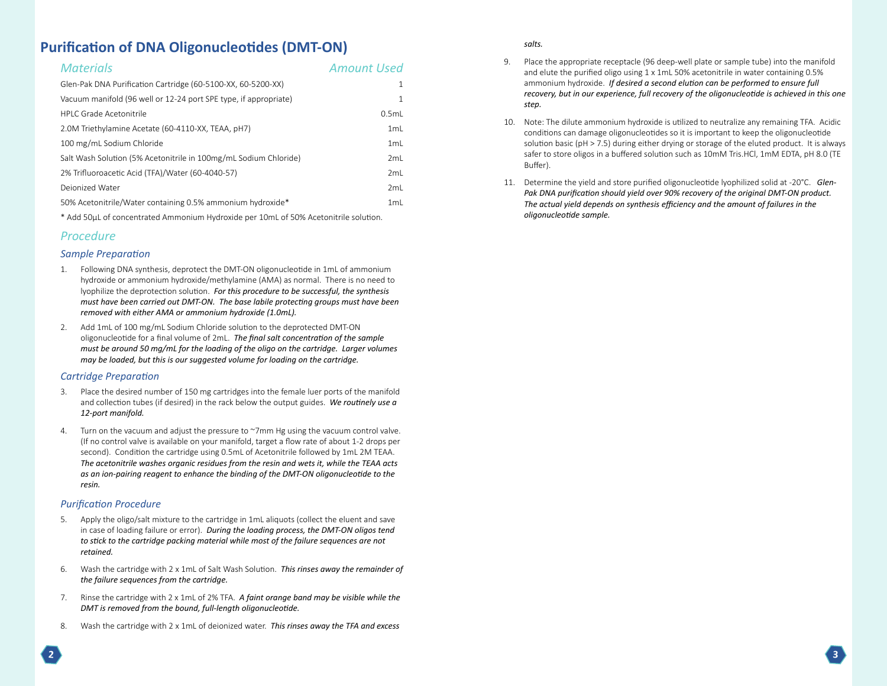## Purification of DNA Oligonucleotides (DMT-ON)

| *Materials* | *Amount Used* |
|---|---|
| Glen-Pak DNA Purification Cartridge (60-5100-XX, 60-5200-XX) | 1 |
| Vacuum manifold (96 well or 12-24 port SPE type, if appropriate) | 1 |
| HPLC Grade Acetonitrile | 0.5mL |
| 2.0M Triethylamine Acetate (60-4110-XX, TEAA, pH7) | 1mL |
| 100 mg/mL Sodium Chloride | 1mL |
| Salt Wash Solution (5% Acetonitrile in 100mg/mL Sodium Chloride) | 2mL |
| 2% Trifluoroacetic Acid (TFA)/Water (60-4040-57) | 2mL |
| Deionized Water | 2mL |
| 50% Acetonitrile/Water containing 0.5% ammonium hydroxide* | 1mL |

* Add 50µL of concentrated Ammonium Hydroxide per 10mL of 50% Acetonitrile solution.

### *Procedure*

#### *Sample Preparation*

1. Following DNA synthesis, deprotect the DMT-ON oligonucleotide in 1mL of ammonium hydroxide or ammonium hydroxide/methylamine (AMA) as normal. There is no need to lyophilize the deprotection solution. ***For this procedure to be successful, the synthesis must have been carried out DMT-ON. The base labile protecting groups must have been removed with either AMA or ammonium hydroxide (1.0mL).***
2. Add 1mL of 100 mg/mL Sodium Chloride solution to the deprotected DMT-ON oligonucleotide for a final volume of 2mL. ***The final salt concentration of the sample must be around 50 mg/mL for the loading of the oligo on the cartridge. Larger volumes may be loaded, but this is our suggested volume for loading on the cartridge.***

#### *Cartridge Preparation*

3. Place the desired number of 150 mg cartridges into the female luer ports of the manifold and collection tubes (if desired) in the rack below the output guides. ***We routinely use a 12-port manifold.***
4. Turn on the vacuum and adjust the pressure to ~7mm Hg using the vacuum control valve. (If no control valve is available on your manifold, target a flow rate of about 1-2 drops per second). Condition the cartridge using 0.5mL of Acetonitrile followed by 1mL 2M TEAA. ***The acetonitrile washes organic residues from the resin and wets it, while the TEAA acts as an ion-pairing reagent to enhance the binding of the DMT-ON oligonucleotide to the resin.***

#### *Purification Procedure*

5. Apply the oligo/salt mixture to the cartridge in 1mL aliquots (collect the eluent and save in case of loading failure or error). ***During the loading process, the DMT-ON oligos tend to stick to the cartridge packing material while most of the failure sequences are not retained.***
6. Wash the cartridge with 2 x 1mL of Salt Wash Solution. ***This rinses away the remainder of the failure sequences from the cartridge.***
7. Rinse the cartridge with 2 x 1mL of 2% TFA. ***A faint orange band may be visible while the DMT is removed from the bound, full-length oligonucleotide.***
8. Wash the cartridge with 2 x 1mL of deionized water. ***This rinses away the TFA and excess salts.***
9. Place the appropriate receptacle (96 deep-well plate or sample tube) into the manifold and elute the purified oligo using 1 x 1mL 50% acetonitrile in water containing 0.5% ammonium hydroxide. ***If desired a second elution can be performed to ensure full recovery, but in our experience, full recovery of the oligonucleotide is achieved in this one step.***
10. Note: The dilute ammonium hydroxide is utilized to neutralize any remaining TFA. Acidic conditions can damage oligonucleotides so it is important to keep the oligonucleotide solution basic (pH > 7.5) during either drying or storage of the eluted product. It is always safer to store oligos in a buffered solution such as 10mM Tris.HCl, 1mM EDTA, pH 8.0 (TE Buffer).
11. Determine the yield and store purified oligonucleotide lyophilized solid at -20°C. ***Glen-Pak DNA purification should yield over 90% recovery of the original DMT-ON product. The actual yield depends on synthesis efficiency and the amount of failures in the oligonucleotide sample.***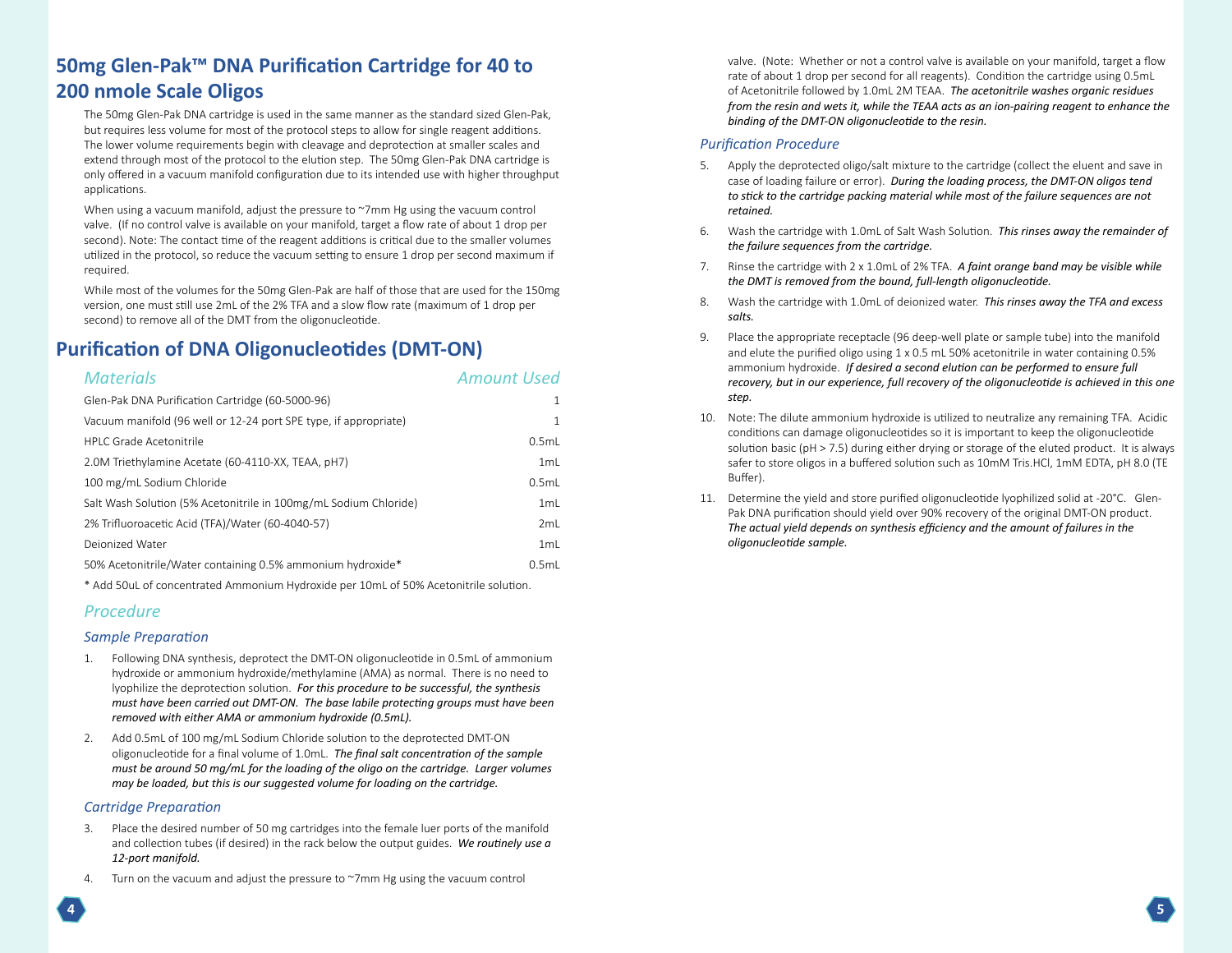## 50mg Glen-Pak™ DNA Purification Cartridge for 40 to 200 nmole Scale Oligos

The 50mg Glen-Pak DNA cartridge is used in the same manner as the standard sized Glen-Pak, but requires less volume for most of the protocol steps to allow for single reagent additions. The lower volume requirements begin with cleavage and deprotection at smaller scales and extend through most of the protocol to the elution step. The 50mg Glen-Pak DNA cartridge is only offered in a vacuum manifold configuration due to its intended use with higher throughput applications.

When using a vacuum manifold, adjust the pressure to ~7mm Hg using the vacuum control valve. (If no control valve is available on your manifold, target a flow rate of about 1 drop per second). Note: The contact time of the reagent additions is critical due to the smaller volumes utilized in the protocol, so reduce the vacuum setting to ensure 1 drop per second maximum if required.

While most of the volumes for the 50mg Glen-Pak are half of those that are used for the 150mg version, one must still use 2mL of the 2% TFA and a slow flow rate (maximum of 1 drop per second) to remove all of the DMT from the oligonucleotide.

## Purification of DNA Oligonucleotides (DMT-ON)

| *Materials* | *Amount Used* |
|---|---|
| Glen-Pak DNA Purification Cartridge (60-5000-96) | 1 |
| Vacuum manifold (96 well or 12-24 port SPE type, if appropriate) | 1 |
| HPLC Grade Acetonitrile | 0.5mL |
| 2.0M Triethylamine Acetate (60-4110-XX, TEAA, pH7) | 1mL |
| 100 mg/mL Sodium Chloride | 0.5mL |
| Salt Wash Solution (5% Acetonitrile in 100mg/mL Sodium Chloride) | 1mL |
| 2% Trifluoroacetic Acid (TFA)/Water (60-4040-57) | 2mL |
| Deionized Water | 1mL |
| 50% Acetonitrile/Water containing 0.5% ammonium hydroxide* | 0.5mL |

\* Add 50uL of concentrated Ammonium Hydroxide per 10mL of 50% Acetonitrile solution.

### Procedure

#### Sample Preparation

1. Following DNA synthesis, deprotect the DMT-ON oligonucleotide in 0.5mL of ammonium hydroxide or ammonium hydroxide/methylamine (AMA) as normal. There is no need to lyophilize the deprotection solution. ***For this procedure to be successful, the synthesis must have been carried out DMT-ON. The base labile protecting groups must have been removed with either AMA or ammonium hydroxide (0.5mL).***
2. Add 0.5mL of 100 mg/mL Sodium Chloride solution to the deprotected DMT-ON oligonucleotide for a final volume of 1.0mL. ***The final salt concentration of the sample must be around 50 mg/mL for the loading of the oligo on the cartridge. Larger volumes may be loaded, but this is our suggested volume for loading on the cartridge.***

#### Cartridge Preparation

3. Place the desired number of 50 mg cartridges into the female luer ports of the manifold and collection tubes (if desired) in the rack below the output guides. ***We routinely use a 12-port manifold.***
4. Turn on the vacuum and adjust the pressure to ~7mm Hg using the vacuum control valve. (Note: Whether or not a control valve is available on your manifold, target a flow rate of about 1 drop per second for all reagents). Condition the cartridge using 0.5mL of Acetonitrile followed by 1.0mL 2M TEAA. ***The acetonitrile washes organic residues from the resin and wets it, while the TEAA acts as an ion-pairing reagent to enhance the binding of the DMT-ON oligonucleotide to the resin.***

#### Purification Procedure

5. Apply the deprotected oligo/salt mixture to the cartridge (collect the eluent and save in case of loading failure or error). ***During the loading process, the DMT-ON oligos tend to stick to the cartridge packing material while most of the failure sequences are not retained.***
6. Wash the cartridge with 1.0mL of Salt Wash Solution. ***This rinses away the remainder of the failure sequences from the cartridge.***
7. Rinse the cartridge with 2 x 1.0mL of 2% TFA. ***A faint orange band may be visible while the DMT is removed from the bound, full-length oligonucleotide.***
8. Wash the cartridge with 1.0mL of deionized water. ***This rinses away the TFA and excess salts.***
9. Place the appropriate receptacle (96 deep-well plate or sample tube) into the manifold and elute the purified oligo using 1 x 0.5 mL 50% acetonitrile in water containing 0.5% ammonium hydroxide. ***If desired a second elution can be performed to ensure full recovery, but in our experience, full recovery of the oligonucleotide is achieved in this one step.***
10. Note: The dilute ammonium hydroxide is utilized to neutralize any remaining TFA. Acidic conditions can damage oligonucleotides so it is important to keep the oligonucleotide solution basic (pH > 7.5) during either drying or storage of the eluted product. It is always safer to store oligos in a buffered solution such as 10mM Tris.HCl, 1mM EDTA, pH 8.0 (TE Buffer).
11. Determine the yield and store purified oligonucleotide lyophilized solid at -20°C. Glen-Pak DNA purification should yield over 90% recovery of the original DMT-ON product. ***The actual yield depends on synthesis efficiency and the amount of failures in the oligonucleotide sample.***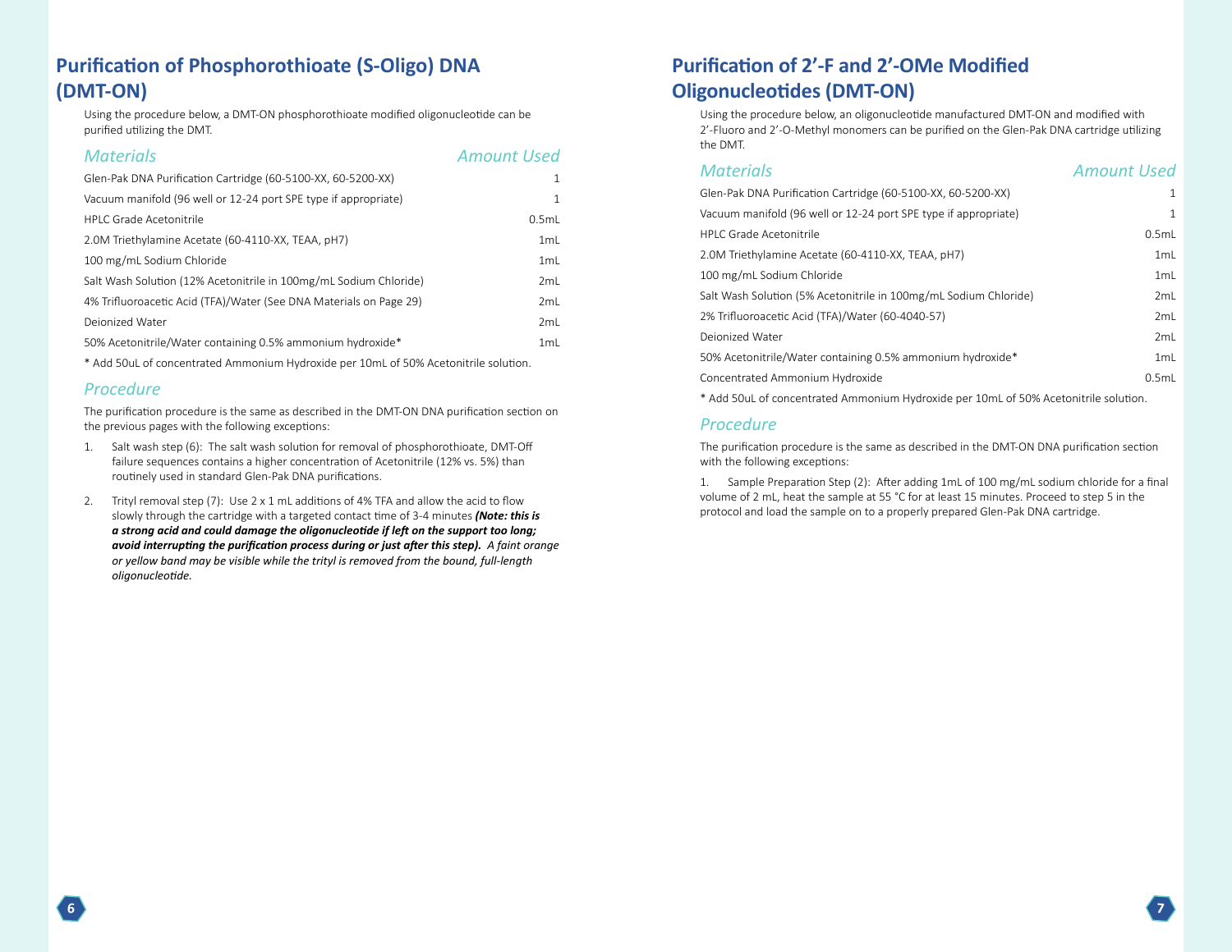## Purification of Phosphorothioate (S-Oligo) DNA (DMT-ON)

Using the procedure below, a DMT-ON phosphorothioate modified oligonucleotide can be purified utilizing the DMT.

| *Materials* | *Amount Used* |
|---|---|
| Glen-Pak DNA Purification Cartridge (60-5100-XX, 60-5200-XX) | 1 |
| Vacuum manifold (96 well or 12-24 port SPE type if appropriate) | 1 |
| HPLC Grade Acetonitrile | 0.5mL |
| 2.0M Triethylamine Acetate (60-4110-XX, TEAA, pH7) | 1mL |
| 100 mg/mL Sodium Chloride | 1mL |
| Salt Wash Solution (12% Acetonitrile in 100mg/mL Sodium Chloride) | 2mL |
| 4% Trifluoroacetic Acid (TFA)/Water (See DNA Materials on Page 29) | 2mL |
| Deionized Water | 2mL |
| 50% Acetonitrile/Water containing 0.5% ammonium hydroxide* | 1mL |

* Add 50uL of concentrated Ammonium Hydroxide per 10mL of 50% Acetonitrile solution.

### *Procedure*

The purification procedure is the same as described in the DMT-ON DNA purification section on the previous pages with the following exceptions:

1. Salt wash step (6): The salt wash solution for removal of phosphorothioate, DMT-Off failure sequences contains a higher concentration of Acetonitrile (12% vs. 5%) than routinely used in standard Glen-Pak DNA purifications.

2. Trityl removal step (7): Use 2 x 1 mL additions of 4% TFA and allow the acid to flow slowly through the cartridge with a targeted contact time of 3-4 minutes ***(Note: this is a strong acid and could damage the oligonucleotide if left on the support too long; avoid interrupting the purification process during or just after this step).*** *A faint orange or yellow band may be visible while the trityl is removed from the bound, full-length oligonucleotide.*

## Purification of 2'-F and 2'-OMe Modified Oligonucleotides (DMT-ON)

Using the procedure below, an oligonucleotide manufactured DMT-ON and modified with 2'-Fluoro and 2'-O-Methyl monomers can be purified on the Glen-Pak DNA cartridge utilizing the DMT.

| *Materials* | *Amount Used* |
|---|---|
| Glen-Pak DNA Purification Cartridge (60-5100-XX, 60-5200-XX) | 1 |
| Vacuum manifold (96 well or 12-24 port SPE type if appropriate) | 1 |
| HPLC Grade Acetonitrile | 0.5mL |
| 2.0M Triethylamine Acetate (60-4110-XX, TEAA, pH7) | 1mL |
| 100 mg/mL Sodium Chloride | 1mL |
| Salt Wash Solution (5% Acetonitrile in 100mg/mL Sodium Chloride) | 2mL |
| 2% Trifluoroacetic Acid (TFA)/Water (60-4040-57) | 2mL |
| Deionized Water | 2mL |
| 50% Acetonitrile/Water containing 0.5% ammonium hydroxide* | 1mL |
| Concentrated Ammonium Hydroxide | 0.5mL |

* Add 50uL of concentrated Ammonium Hydroxide per 10mL of 50% Acetonitrile solution.

### *Procedure*

The purification procedure is the same as described in the DMT-ON DNA purification section with the following exceptions:

1. Sample Preparation Step (2): After adding 1mL of 100 mg/mL sodium chloride for a final volume of 2 mL, heat the sample at 55 °C for at least 15 minutes. Proceed to step 5 in the protocol and load the sample on to a properly prepared Glen-Pak DNA cartridge.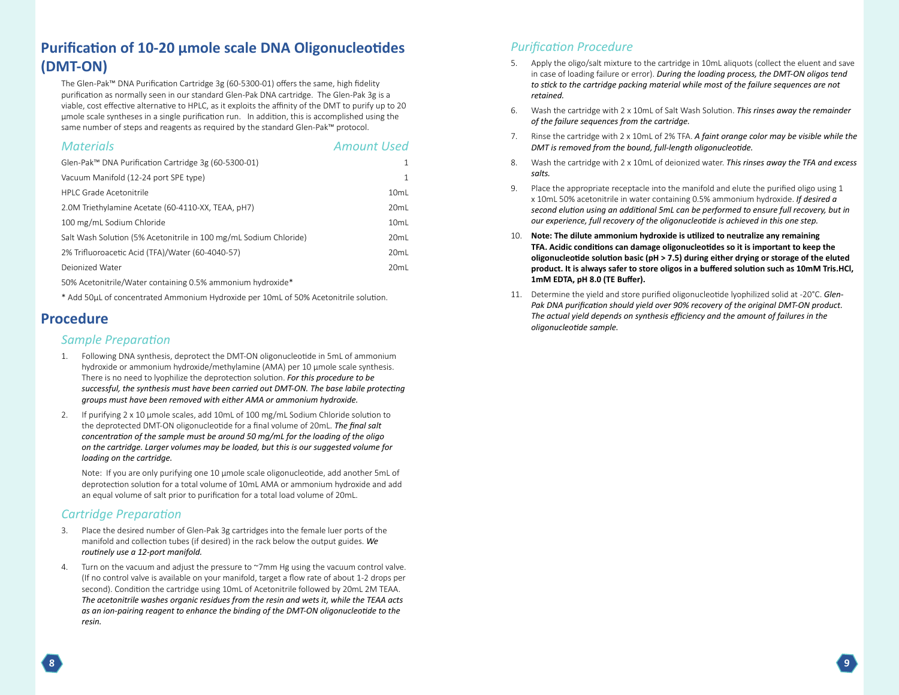# Purification of 10-20 µmole scale DNA Oligonucleotides (DMT-ON)

The Glen-Pak™ DNA Purification Cartridge 3g (60-5300-01) offers the same, high fidelity purification as normally seen in our standard Glen-Pak DNA cartridge. The Glen-Pak 3g is a viable, cost effective alternative to HPLC, as it exploits the affinity of the DMT to purify up to 20 µmole scale syntheses in a single purification run. In addition, this is accomplished using the same number of steps and reagents as required by the standard Glen-Pak™ protocol.

| *Materials* | *Amount Used* |
|---|---|
| Glen-Pak™ DNA Purification Cartridge 3g (60-5300-01) | 1 |
| Vacuum Manifold (12-24 port SPE type) | 1 |
| HPLC Grade Acetonitrile | 10mL |
| 2.0M Triethylamine Acetate (60-4110-XX, TEAA, pH7) | 20mL |
| 100 mg/mL Sodium Chloride | 10mL |
| Salt Wash Solution (5% Acetonitrile in 100 mg/mL Sodium Chloride) | 20mL |
| 2% Trifluoroacetic Acid (TFA)/Water (60-4040-57) | 20mL |
| Deionized Water | 20mL |
| 50% Acetonitrile/Water containing 0.5% ammonium hydroxide* | |

\* Add 50µL of concentrated Ammonium Hydroxide per 10mL of 50% Acetonitrile solution.

## Procedure

### *Sample Preparation*

1. Following DNA synthesis, deprotect the DMT-ON oligonucleotide in 5mL of ammonium hydroxide or ammonium hydroxide/methylamine (AMA) per 10 µmole scale synthesis. There is no need to lyophilize the deprotection solution. ***For this procedure to be successful, the synthesis must have been carried out DMT-ON. The base labile protecting groups must have been removed with either AMA or ammonium hydroxide.***
2. If purifying 2 x 10 µmole scales, add 10mL of 100 mg/mL Sodium Chloride solution to the deprotected DMT-ON oligonucleotide for a final volume of 20mL. ***The final salt concentration of the sample must be around 50 mg/mL for the loading of the oligo on the cartridge. Larger volumes may be loaded, but this is our suggested volume for loading on the cartridge.***

   Note: If you are only purifying one 10 µmole scale oligonucleotide, add another 5mL of deprotection solution for a total volume of 10mL AMA or ammonium hydroxide and add an equal volume of salt prior to purification for a total load volume of 20mL.

### *Cartridge Preparation*

3. Place the desired number of Glen-Pak 3g cartridges into the female luer ports of the manifold and collection tubes (if desired) in the rack below the output guides. ***We routinely use a 12-port manifold.***
4. Turn on the vacuum and adjust the pressure to ~7mm Hg using the vacuum control valve. (If no control valve is available on your manifold, target a flow rate of about 1-2 drops per second). Condition the cartridge using 10mL of Acetonitrile followed by 20mL 2M TEAA. ***The acetonitrile washes organic residues from the resin and wets it, while the TEAA acts as an ion-pairing reagent to enhance the binding of the DMT-ON oligonucleotide to the resin.***

### *Purification Procedure*

5. Apply the oligo/salt mixture to the cartridge in 10mL aliquots (collect the eluent and save in case of loading failure or error). ***During the loading process, the DMT-ON oligos tend to stick to the cartridge packing material while most of the failure sequences are not retained.***
6. Wash the cartridge with 2 x 10mL of Salt Wash Solution. ***This rinses away the remainder of the failure sequences from the cartridge.***
7. Rinse the cartridge with 2 x 10mL of 2% TFA. ***A faint orange color may be visible while the DMT is removed from the bound, full-length oligonucleotide.***
8. Wash the cartridge with 2 x 10mL of deionized water. ***This rinses away the TFA and excess salts.***
9. Place the appropriate receptacle into the manifold and elute the purified oligo using 1 x 10mL 50% acetonitrile in water containing 0.5% ammonium hydroxide. ***If desired a second elution using an additional 5mL can be performed to ensure full recovery, but in our experience, full recovery of the oligonucleotide is achieved in this one step.***
10. **Note: The dilute ammonium hydroxide is utilized to neutralize any remaining TFA. Acidic conditions can damage oligonucleotides so it is important to keep the oligonucleotide solution basic (pH > 7.5) during either drying or storage of the eluted product. It is always safer to store oligos in a buffered solution such as 10mM Tris.HCl, 1mM EDTA, pH 8.0 (TE Buffer).**
11. Determine the yield and store purified oligonucleotide lyophilized solid at -20°C. ***Glen-Pak DNA purification should yield over 90% recovery of the original DMT-ON product. The actual yield depends on synthesis efficiency and the amount of failures in the oligonucleotide sample.***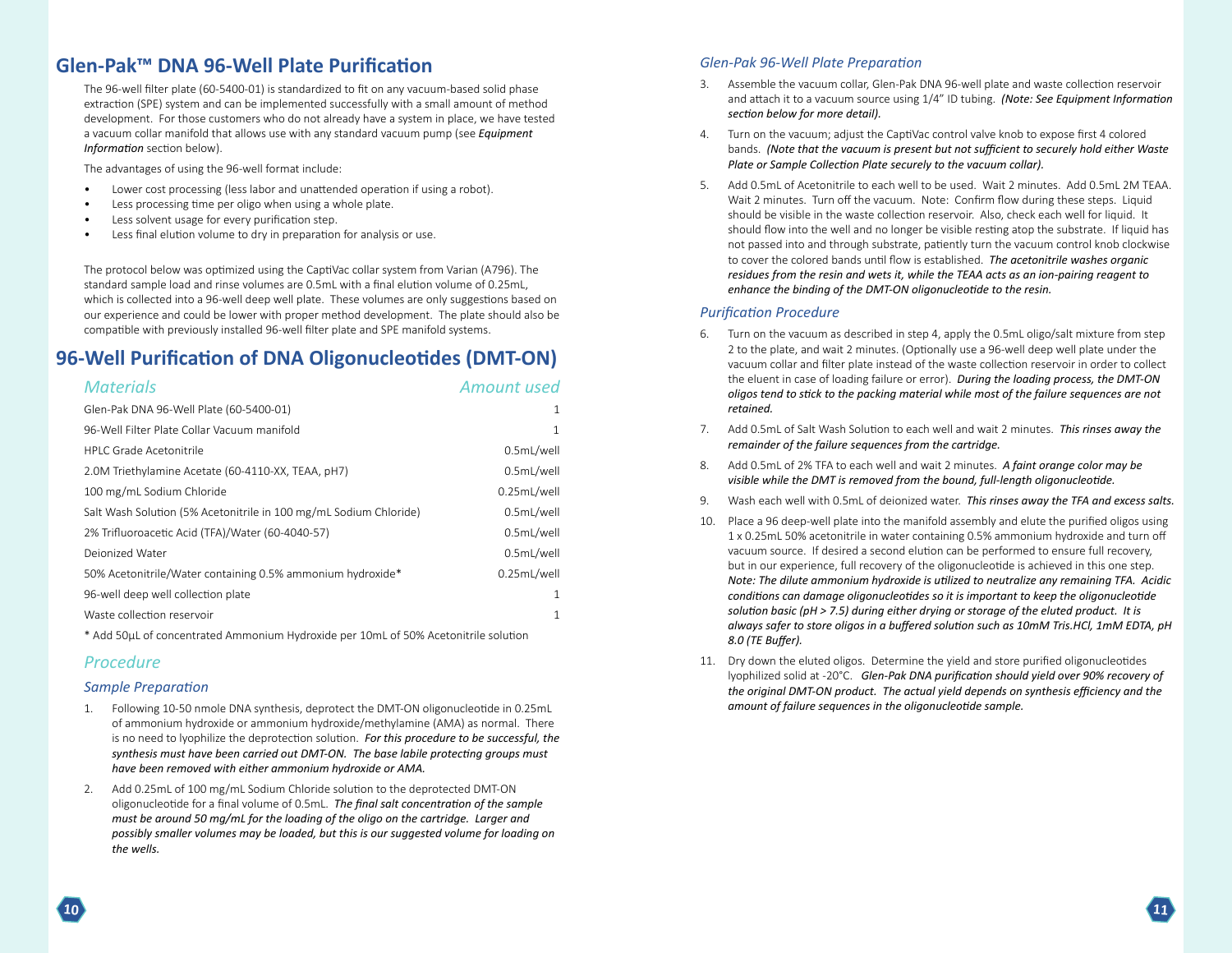## Glen-Pak™ DNA 96-Well Plate Purification

The 96-well filter plate (60-5400-01) is standardized to fit on any vacuum-based solid phase extraction (SPE) system and can be implemented successfully with a small amount of method development. For those customers who do not already have a system in place, we have tested a vacuum collar manifold that allows use with any standard vacuum pump (see *Equipment Information* section below).

The advantages of using the 96-well format include:

- Lower cost processing (less labor and unattended operation if using a robot).
- Less processing time per oligo when using a whole plate.
- Less solvent usage for every purification step.
- Less final elution volume to dry in preparation for analysis or use.

The protocol below was optimized using the CaptiVac collar system from Varian (A796). The standard sample load and rinse volumes are 0.5mL with a final elution volume of 0.25mL, which is collected into a 96-well deep well plate. These volumes are only suggestions based on our experience and could be lower with proper method development. The plate should also be compatible with previously installed 96-well filter plate and SPE manifold systems.

## 96-Well Purification of DNA Oligonucleotides (DMT-ON)

| Materials | Amount used |
|---|---|
| Glen-Pak DNA 96-Well Plate (60-5400-01) | 1 |
| 96-Well Filter Plate Collar Vacuum manifold | 1 |
| HPLC Grade Acetonitrile | 0.5mL/well |
| 2.0M Triethylamine Acetate (60-4110-XX, TEAA, pH7) | 0.5mL/well |
| 100 mg/mL Sodium Chloride | 0.25mL/well |
| Salt Wash Solution (5% Acetonitrile in 100 mg/mL Sodium Chloride) | 0.5mL/well |
| 2% Trifluoroacetic Acid (TFA)/Water (60-4040-57) | 0.5mL/well |
| Deionized Water | 0.5mL/well |
| 50% Acetonitrile/Water containing 0.5% ammonium hydroxide* | 0.25mL/well |
| 96-well deep well collection plate | 1 |
| Waste collection reservoir | 1 |

\* Add 50µL of concentrated Ammonium Hydroxide per 10mL of 50% Acetonitrile solution

### Procedure

#### Sample Preparation

1. Following 10-50 nmole DNA synthesis, deprotect the DMT-ON oligonucleotide in 0.25mL of ammonium hydroxide or ammonium hydroxide/methylamine (AMA) as normal. There is no need to lyophilize the deprotection solution. ***For this procedure to be successful, the synthesis must have been carried out DMT-ON. The base labile protecting groups must have been removed with either ammonium hydroxide or AMA.***
2. Add 0.25mL of 100 mg/mL Sodium Chloride solution to the deprotected DMT-ON oligonucleotide for a final volume of 0.5mL. ***The final salt concentration of the sample must be around 50 mg/mL for the loading of the oligo on the cartridge. Larger and possibly smaller volumes may be loaded, but this is our suggested volume for loading on the wells.***

#### Glen-Pak 96-Well Plate Preparation

3. Assemble the vacuum collar, Glen-Pak DNA 96-well plate and waste collection reservoir and attach it to a vacuum source using 1/4" ID tubing. ***(Note: See Equipment Information section below for more detail).***
4. Turn on the vacuum; adjust the CaptiVac control valve knob to expose first 4 colored bands. ***(Note that the vacuum is present but not sufficient to securely hold either Waste Plate or Sample Collection Plate securely to the vacuum collar).***
5. Add 0.5mL of Acetonitrile to each well to be used. Wait 2 minutes. Add 0.5mL 2M TEAA. Wait 2 minutes. Turn off the vacuum. Note: Confirm flow during these steps. Liquid should be visible in the waste collection reservoir. Also, check each well for liquid. It should flow into the well and no longer be visible resting atop the substrate. If liquid has not passed into and through substrate, patiently turn the vacuum control knob clockwise to cover the colored bands until flow is established. ***The acetonitrile washes organic residues from the resin and wets it, while the TEAA acts as an ion-pairing reagent to enhance the binding of the DMT-ON oligonucleotide to the resin.***

#### Purification Procedure

6. Turn on the vacuum as described in step 4, apply the 0.5mL oligo/salt mixture from step 2 to the plate, and wait 2 minutes. (Optionally use a 96-well deep well plate under the vacuum collar and filter plate instead of the waste collection reservoir in order to collect the eluent in case of loading failure or error). ***During the loading process, the DMT-ON oligos tend to stick to the packing material while most of the failure sequences are not retained.***
7. Add 0.5mL of Salt Wash Solution to each well and wait 2 minutes. ***This rinses away the remainder of the failure sequences from the cartridge.***
8. Add 0.5mL of 2% TFA to each well and wait 2 minutes. ***A faint orange color may be visible while the DMT is removed from the bound, full-length oligonucleotide.***
9. Wash each well with 0.5mL of deionized water. ***This rinses away the TFA and excess salts.***
10. Place a 96 deep-well plate into the manifold assembly and elute the purified oligos using 1 x 0.25mL 50% acetonitrile in water containing 0.5% ammonium hydroxide and turn off vacuum source. If desired a second elution can be performed to ensure full recovery, but in our experience, full recovery of the oligonucleotide is achieved in this one step. ***Note: The dilute ammonium hydroxide is utilized to neutralize any remaining TFA. Acidic conditions can damage oligonucleotides so it is important to keep the oligonucleotide solution basic (pH > 7.5) during either drying or storage of the eluted product. It is always safer to store oligos in a buffered solution such as 10mM Tris.HCl, 1mM EDTA, pH 8.0 (TE Buffer).***
11. Dry down the eluted oligos. Determine the yield and store purified oligonucleotides lyophilized solid at -20°C. ***Glen-Pak DNA purification should yield over 90% recovery of the original DMT-ON product. The actual yield depends on synthesis efficiency and the amount of failure sequences in the oligonucleotide sample.***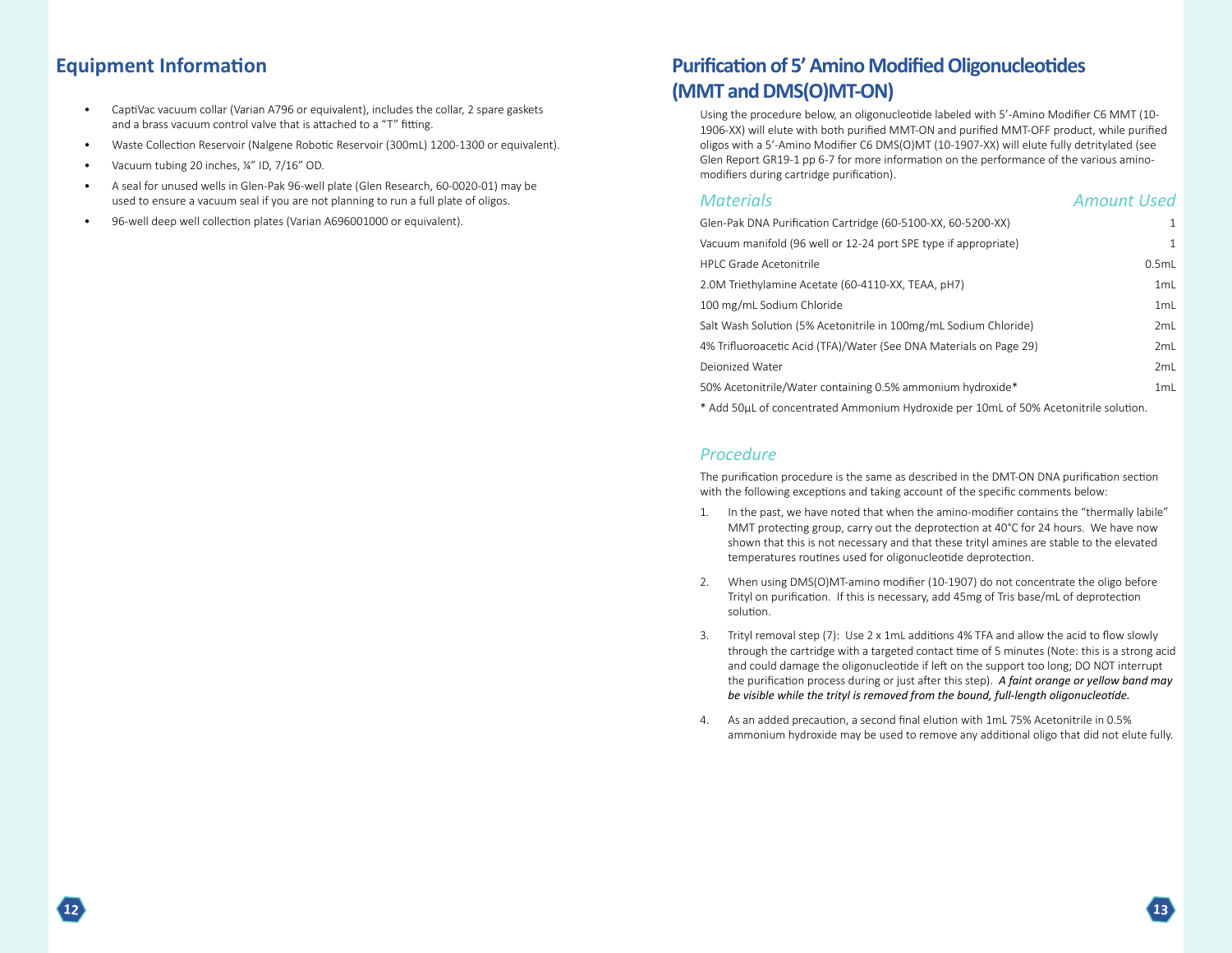## Equipment Information

- CaptiVac vacuum collar (Varian A796 or equivalent), includes the collar, 2 spare gaskets and a brass vacuum control valve that is attached to a "T" fitting.
- Waste Collection Reservoir (Nalgene Robotic Reservoir (300mL) 1200-1300 or equivalent).
- Vacuum tubing 20 inches, ¼" ID, 7/16" OD.
- A seal for unused wells in Glen-Pak 96-well plate (Glen Research, 60-0020-01) may be used to ensure a vacuum seal if you are not planning to run a full plate of oligos.
- 96-well deep well collection plates (Varian A696001000 or equivalent).

## Purification of 5' Amino Modified Oligonucleotides (MMT and DMS(O)MT-ON)

Using the procedure below, an oligonucleotide labeled with 5'-Amino Modifier C6 MMT (10-1906-XX) will elute with both purified MMT-ON and purified MMT-OFF product, while purified oligos with a 5'-Amino Modifier C6 DMS(O)MT (10-1907-XX) will elute fully detritylated (see Glen Report GR19-1 pp 6-7 for more information on the performance of the various amino-modifiers during cartridge purification).

| *Materials* | *Amount Used* |
|---|---|
| Glen-Pak DNA Purification Cartridge (60-5100-XX, 60-5200-XX) | 1 |
| Vacuum manifold (96 well or 12-24 port SPE type if appropriate) | 1 |
| HPLC Grade Acetonitrile | 0.5mL |
| 2.0M Triethylamine Acetate (60-4110-XX, TEAA, pH7) | 1mL |
| 100 mg/mL Sodium Chloride | 1mL |
| Salt Wash Solution (5% Acetonitrile in 100mg/mL Sodium Chloride) | 2mL |
| 4% Trifluoroacetic Acid (TFA)/Water (See DNA Materials on Page 29) | 2mL |
| Deionized Water | 2mL |
| 50% Acetonitrile/Water containing 0.5% ammonium hydroxide* | 1mL |

* Add 50µL of concentrated Ammonium Hydroxide per 10mL of 50% Acetonitrile solution.

### *Procedure*

The purification procedure is the same as described in the DMT-ON DNA purification section with the following exceptions and taking account of the specific comments below:

1. In the past, we have noted that when the amino-modifier contains the "thermally labile" MMT protecting group, carry out the deprotection at 40°C for 24 hours. We have now shown that this is not necessary and that these trityl amines are stable to the elevated temperatures routines used for oligonucleotide deprotection.
2. When using DMS(O)MT-amino modifier (10-1907) do not concentrate the oligo before Trityl on purification. If this is necessary, add 45mg of Tris base/mL of deprotection solution.
3. Trityl removal step (7): Use 2 x 1mL additions 4% TFA and allow the acid to flow slowly through the cartridge with a targeted contact time of 5 minutes (Note: this is a strong acid and could damage the oligonucleotide if left on the support too long; DO NOT interrupt the purification process during or just after this step). ***A faint orange or yellow band may be visible while the trityl is removed from the bound, full-length oligonucleotide.***
4. As an added precaution, a second final elution with 1mL 75% Acetonitrile in 0.5% ammonium hydroxide may be used to remove any additional oligo that did not elute fully.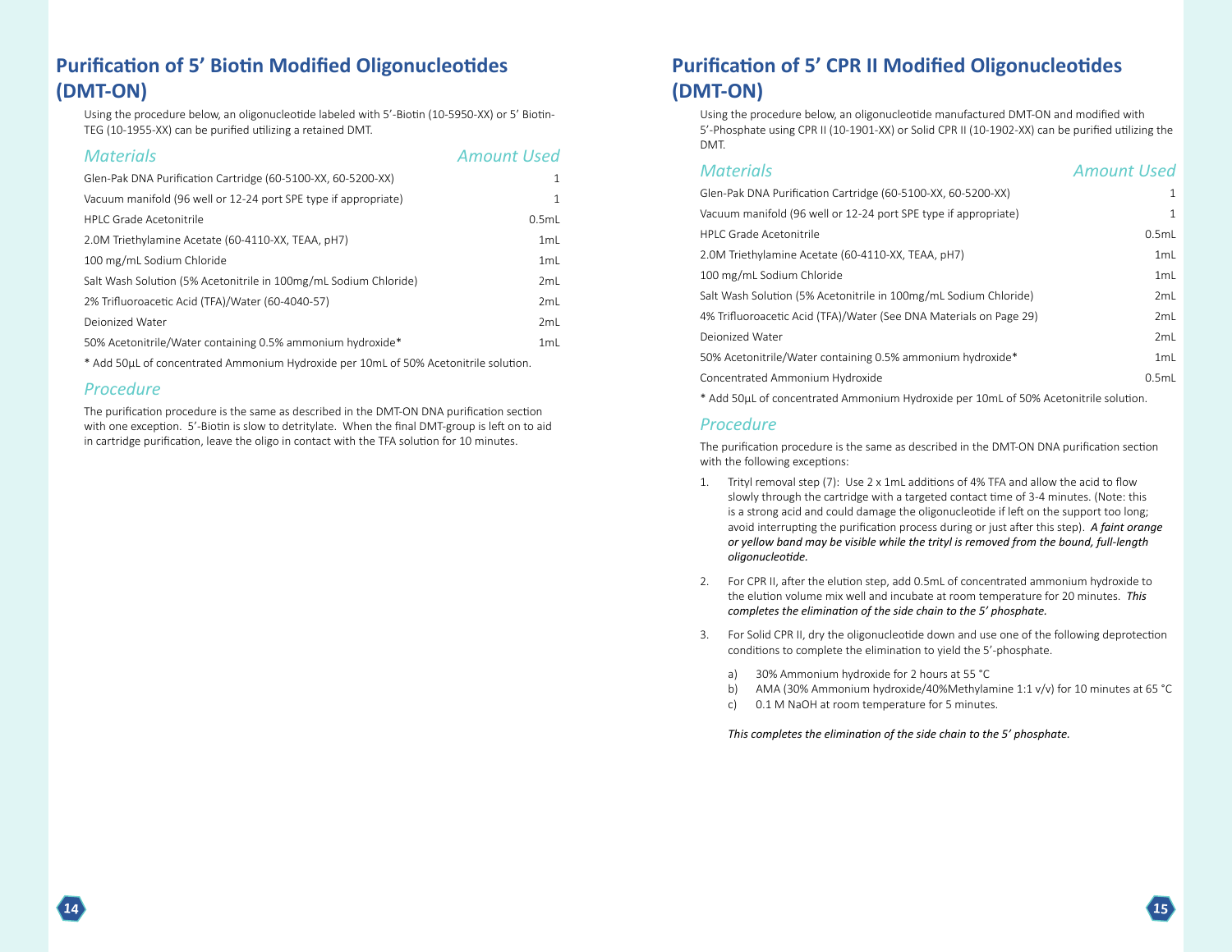## Purification of 5' Biotin Modified Oligonucleotides (DMT-ON)

Using the procedure below, an oligonucleotide labeled with 5'-Biotin (10-5950-XX) or 5' Biotin-TEG (10-1955-XX) can be purified utilizing a retained DMT.

| *Materials* | *Amount Used* |
|---|---|
| Glen-Pak DNA Purification Cartridge (60-5100-XX, 60-5200-XX) | 1 |
| Vacuum manifold (96 well or 12-24 port SPE type if appropriate) | 1 |
| HPLC Grade Acetonitrile | 0.5mL |
| 2.0M Triethylamine Acetate (60-4110-XX, TEAA, pH7) | 1mL |
| 100 mg/mL Sodium Chloride | 1mL |
| Salt Wash Solution (5% Acetonitrile in 100mg/mL Sodium Chloride) | 2mL |
| 2% Trifluoroacetic Acid (TFA)/Water (60-4040-57) | 2mL |
| Deionized Water | 2mL |
| 50% Acetonitrile/Water containing 0.5% ammonium hydroxide* | 1mL |

* Add 50µL of concentrated Ammonium Hydroxide per 10mL of 50% Acetonitrile solution.

### *Procedure*

The purification procedure is the same as described in the DMT-ON DNA purification section with one exception. 5'-Biotin is slow to detritylate. When the final DMT-group is left on to aid in cartridge purification, leave the oligo in contact with the TFA solution for 10 minutes.

## Purification of 5' CPR II Modified Oligonucleotides (DMT-ON)

Using the procedure below, an oligonucleotide manufactured DMT-ON and modified with 5'-Phosphate using CPR II (10-1901-XX) or Solid CPR II (10-1902-XX) can be purified utilizing the DMT.

| *Materials* | *Amount Used* |
|---|---|
| Glen-Pak DNA Purification Cartridge (60-5100-XX, 60-5200-XX) | 1 |
| Vacuum manifold (96 well or 12-24 port SPE type if appropriate) | 1 |
| HPLC Grade Acetonitrile | 0.5mL |
| 2.0M Triethylamine Acetate (60-4110-XX, TEAA, pH7) | 1mL |
| 100 mg/mL Sodium Chloride | 1mL |
| Salt Wash Solution (5% Acetonitrile in 100mg/mL Sodium Chloride) | 2mL |
| 4% Trifluoroacetic Acid (TFA)/Water (See DNA Materials on Page 29) | 2mL |
| Deionized Water | 2mL |
| 50% Acetonitrile/Water containing 0.5% ammonium hydroxide* | 1mL |
| Concentrated Ammonium Hydroxide | 0.5mL |

* Add 50µL of concentrated Ammonium Hydroxide per 10mL of 50% Acetonitrile solution.

### *Procedure*

The purification procedure is the same as described in the DMT-ON DNA purification section with the following exceptions:

1. Trityl removal step (7): Use 2 x 1mL additions of 4% TFA and allow the acid to flow slowly through the cartridge with a targeted contact time of 3-4 minutes. (Note: this is a strong acid and could damage the oligonucleotide if left on the support too long; avoid interrupting the purification process during or just after this step). ***A faint orange or yellow band may be visible while the trityl is removed from the bound, full-length oligonucleotide.***

2. For CPR II, after the elution step, add 0.5mL of concentrated ammonium hydroxide to the elution volume mix well and incubate at room temperature for 20 minutes. ***This completes the elimination of the side chain to the 5' phosphate.***

3. For Solid CPR II, dry the oligonucleotide down and use one of the following deprotection conditions to complete the elimination to yield the 5'-phosphate.

   a) 30% Ammonium hydroxide for 2 hours at 55 °C
   b) AMA (30% Ammonium hydroxide/40%Methylamine 1:1 v/v) for 10 minutes at 65 °C
   c) 0.1 M NaOH at room temperature for 5 minutes.

   ***This completes the elimination of the side chain to the 5' phosphate.***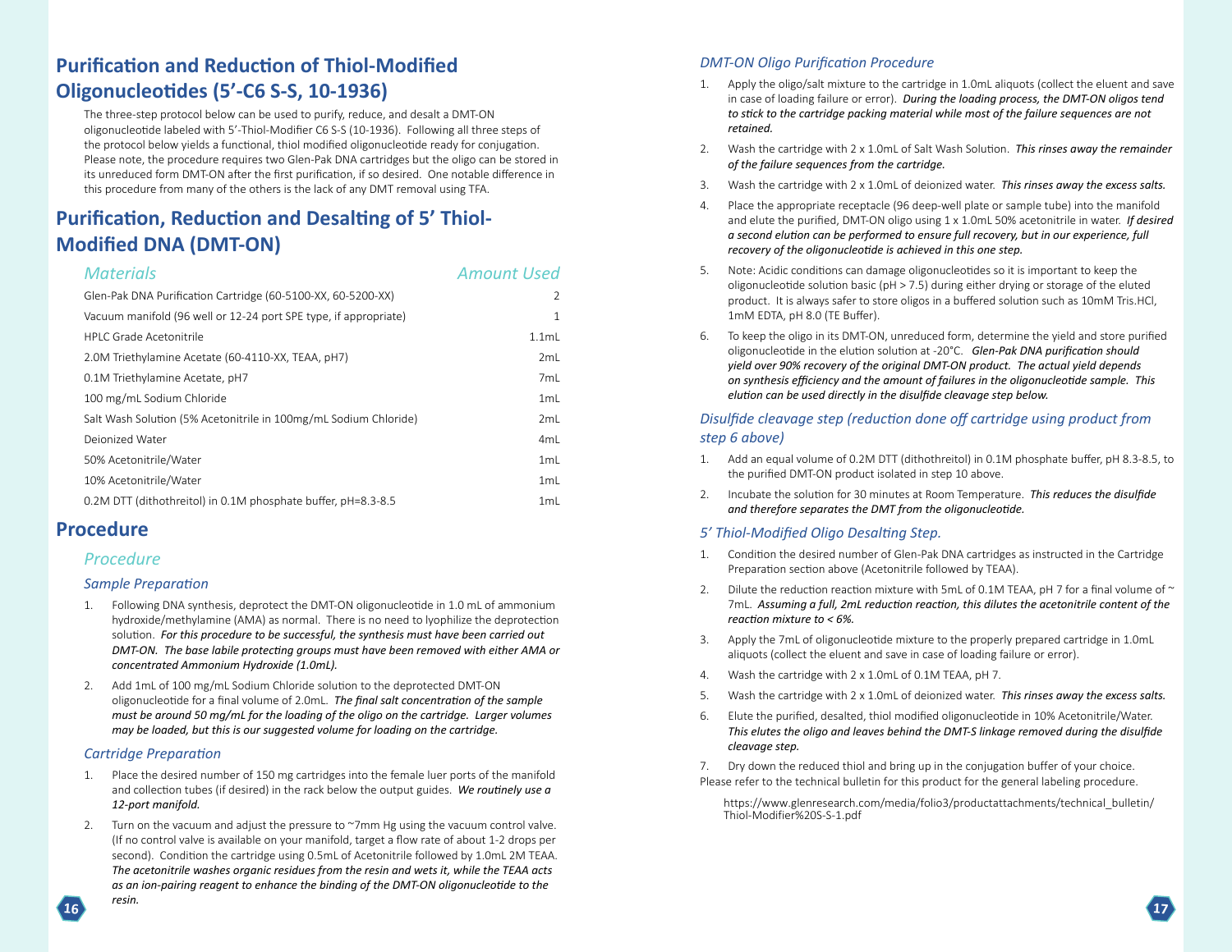## Purification and Reduction of Thiol-Modified Oligonucleotides (5'-C6 S-S, 10-1936)

The three-step protocol below can be used to purify, reduce, and desalt a DMT-ON oligonucleotide labeled with 5'-Thiol-Modifier C6 S-S (10-1936). Following all three steps of the protocol below yields a functional, thiol modified oligonucleotide ready for conjugation. Please note, the procedure requires two Glen-Pak DNA cartridges but the oligo can be stored in its unreduced form DMT-ON after the first purification, if so desired. One notable difference in this procedure from many of the others is the lack of any DMT removal using TFA.

## Purification, Reduction and Desalting of 5' Thiol-Modified DNA (DMT-ON)

| *Materials* | *Amount Used* |
|---|---|
| Glen-Pak DNA Purification Cartridge (60-5100-XX, 60-5200-XX) | 2 |
| Vacuum manifold (96 well or 12-24 port SPE type, if appropriate) | 1 |
| HPLC Grade Acetonitrile | 1.1mL |
| 2.0M Triethylamine Acetate (60-4110-XX, TEAA, pH7) | 2mL |
| 0.1M Triethylamine Acetate, pH7 | 7mL |
| 100 mg/mL Sodium Chloride | 1mL |
| Salt Wash Solution (5% Acetonitrile in 100mg/mL Sodium Chloride) | 2mL |
| Deionized Water | 4mL |
| 50% Acetonitrile/Water | 1mL |
| 10% Acetonitrile/Water | 1mL |
| 0.2M DTT (dithothreitol) in 0.1M phosphate buffer, pH=8.3-8.5 | 1mL |

## Procedure

### *Procedure*

#### *Sample Preparation*

1. Following DNA synthesis, deprotect the DMT-ON oligonucleotide in 1.0 mL of ammonium hydroxide/methylamine (AMA) as normal. There is no need to lyophilize the deprotection solution. ***For this procedure to be successful, the synthesis must have been carried out DMT-ON. The base labile protecting groups must have been removed with either AMA or concentrated Ammonium Hydroxide (1.0mL).***
2. Add 1mL of 100 mg/mL Sodium Chloride solution to the deprotected DMT-ON oligonucleotide for a final volume of 2.0mL. ***The final salt concentration of the sample must be around 50 mg/mL for the loading of the oligo on the cartridge. Larger volumes may be loaded, but this is our suggested volume for loading on the cartridge.***

#### *Cartridge Preparation*

1. Place the desired number of 150 mg cartridges into the female luer ports of the manifold and collection tubes (if desired) in the rack below the output guides. ***We routinely use a 12-port manifold.***
2. Turn on the vacuum and adjust the pressure to ~7mm Hg using the vacuum control valve. (If no control valve is available on your manifold, target a flow rate of about 1-2 drops per second). Condition the cartridge using 0.5mL of Acetonitrile followed by 1.0mL 2M TEAA. ***The acetonitrile washes organic residues from the resin and wets it, while the TEAA acts as an ion-pairing reagent to enhance the binding of the DMT-ON oligonucleotide to the resin.***

#### *DMT-ON Oligo Purification Procedure*

1. Apply the oligo/salt mixture to the cartridge in 1.0mL aliquots (collect the eluent and save in case of loading failure or error). ***During the loading process, the DMT-ON oligos tend to stick to the cartridge packing material while most of the failure sequences are not retained.***
2. Wash the cartridge with 2 x 1.0mL of Salt Wash Solution. ***This rinses away the remainder of the failure sequences from the cartridge.***
3. Wash the cartridge with 2 x 1.0mL of deionized water. ***This rinses away the excess salts.***
4. Place the appropriate receptacle (96 deep-well plate or sample tube) into the manifold and elute the purified, DMT-ON oligo using 1 x 1.0mL 50% acetonitrile in water. ***If desired a second elution can be performed to ensure full recovery, but in our experience, full recovery of the oligonucleotide is achieved in this one step.***
5. Note: Acidic conditions can damage oligonucleotides so it is important to keep the oligonucleotide solution basic (pH > 7.5) during either drying or storage of the eluted product. It is always safer to store oligos in a buffered solution such as 10mM Tris.HCl, 1mM EDTA, pH 8.0 (TE Buffer).
6. To keep the oligo in its DMT-ON, unreduced form, determine the yield and store purified oligonucleotide in the elution solution at -20°C. ***Glen-Pak DNA purification should yield over 90% recovery of the original DMT-ON product. The actual yield depends on synthesis efficiency and the amount of failures in the oligonucleotide sample. This elution can be used directly in the disulfide cleavage step below.***

#### *Disulfide cleavage step (reduction done off cartridge using product from step 6 above)*

1. Add an equal volume of 0.2M DTT (dithothreitol) in 0.1M phosphate buffer, pH 8.3-8.5, to the purified DMT-ON product isolated in step 10 above.
2. Incubate the solution for 30 minutes at Room Temperature. ***This reduces the disulfide and therefore separates the DMT from the oligonucleotide.***

#### *5' Thiol-Modified Oligo Desalting Step.*

1. Condition the desired number of Glen-Pak DNA cartridges as instructed in the Cartridge Preparation section above (Acetonitrile followed by TEAA).
2. Dilute the reduction reaction mixture with 5mL of 0.1M TEAA, pH 7 for a final volume of ~ 7mL. ***Assuming a full, 2mL reduction reaction, this dilutes the acetonitrile content of the reaction mixture to < 6%.***
3. Apply the 7mL of oligonucleotide mixture to the properly prepared cartridge in 1.0mL aliquots (collect the eluent and save in case of loading failure or error).
4. Wash the cartridge with 2 x 1.0mL of 0.1M TEAA, pH 7.
5. Wash the cartridge with 2 x 1.0mL of deionized water. ***This rinses away the excess salts.***
6. Elute the purified, desalted, thiol modified oligonucleotide in 10% Acetonitrile/Water. ***This elutes the oligo and leaves behind the DMT-S linkage removed during the disulfide cleavage step.***
7. Dry down the reduced thiol and bring up in the conjugation buffer of your choice.

Please refer to the technical bulletin for this product for the general labeling procedure.

https://www.glenresearch.com/media/folio3/productattachments/technical_bulletin/Thiol-Modifier%20S-S-1.pdf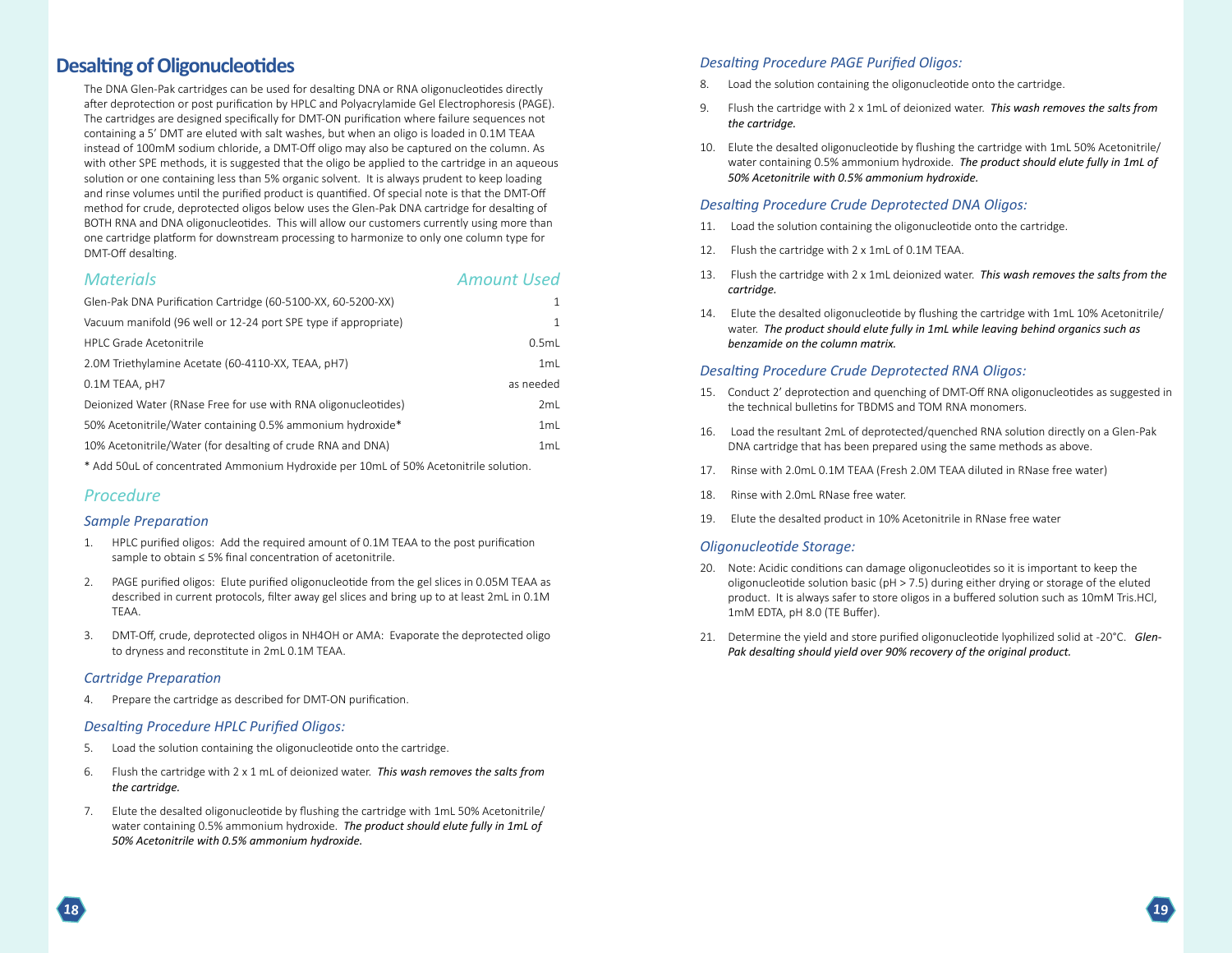# Desalting of Oligonucleotides

The DNA Glen-Pak cartridges can be used for desalting DNA or RNA oligonucleotides directly after deprotection or post purification by HPLC and Polyacrylamide Gel Electrophoresis (PAGE). The cartridges are designed specifically for DMT-ON purification where failure sequences not containing a 5' DMT are eluted with salt washes, but when an oligo is loaded in 0.1M TEAA instead of 100mM sodium chloride, a DMT-Off oligo may also be captured on the column. As with other SPE methods, it is suggested that the oligo be applied to the cartridge in an aqueous solution or one containing less than 5% organic solvent. It is always prudent to keep loading and rinse volumes until the purified product is quantified. Of special note is that the DMT-Off method for crude, deprotected oligos below uses the Glen-Pak DNA cartridge for desalting of BOTH RNA and DNA oligonucleotides. This will allow our customers currently using more than one cartridge platform for downstream processing to harmonize to only one column type for DMT-Off desalting.

| Materials | Amount Used |
| --- | --- |
| Glen-Pak DNA Purification Cartridge (60-5100-XX, 60-5200-XX) | 1 |
| Vacuum manifold (96 well or 12-24 port SPE type if appropriate) | 1 |
| HPLC Grade Acetonitrile | 0.5mL |
| 2.0M Triethylamine Acetate (60-4110-XX, TEAA, pH7) | 1mL |
| 0.1M TEAA, pH7 | as needed |
| Deionized Water (RNase Free for use with RNA oligonucleotides) | 2mL |
| 50% Acetonitrile/Water containing 0.5% ammonium hydroxide* | 1mL |
| 10% Acetonitrile/Water (for desalting of crude RNA and DNA) | 1mL |

\* Add 50uL of concentrated Ammonium Hydroxide per 10mL of 50% Acetonitrile solution.

## Procedure

### Sample Preparation

1. HPLC purified oligos: Add the required amount of 0.1M TEAA to the post purification sample to obtain ≤ 5% final concentration of acetonitrile.
2. PAGE purified oligos: Elute purified oligonucleotide from the gel slices in 0.05M TEAA as described in current protocols, filter away gel slices and bring up to at least 2mL in 0.1M TEAA.
3. DMT-Off, crude, deprotected oligos in $NH_4OH$ or AMA: Evaporate the deprotected oligo to dryness and reconstitute in 2mL 0.1M TEAA.

### Cartridge Preparation

4. Prepare the cartridge as described for DMT-ON purification.

### Desalting Procedure HPLC Purified Oligos:

5. Load the solution containing the oligonucleotide onto the cartridge.
6. Flush the cartridge with 2 x 1 mL of deionized water. ***This wash removes the salts from the cartridge.***
7. Elute the desalted oligonucleotide by flushing the cartridge with 1mL 50% Acetonitrile/water containing 0.5% ammonium hydroxide. ***The product should elute fully in 1mL of 50% Acetonitrile with 0.5% ammonium hydroxide.***

### Desalting Procedure PAGE Purified Oligos:

8. Load the solution containing the oligonucleotide onto the cartridge.
9. Flush the cartridge with 2 x 1mL of deionized water. ***This wash removes the salts from the cartridge.***
10. Elute the desalted oligonucleotide by flushing the cartridge with 1mL 50% Acetonitrile/water containing 0.5% ammonium hydroxide. ***The product should elute fully in 1mL of 50% Acetonitrile with 0.5% ammonium hydroxide.***

### Desalting Procedure Crude Deprotected DNA Oligos:

11. Load the solution containing the oligonucleotide onto the cartridge.
12. Flush the cartridge with 2 x 1mL of 0.1M TEAA.
13. Flush the cartridge with 2 x 1mL deionized water. ***This wash removes the salts from the cartridge.***
14. Elute the desalted oligonucleotide by flushing the cartridge with 1mL 10% Acetonitrile/water. ***The product should elute fully in 1mL while leaving behind organics such as benzamide on the column matrix.***

### Desalting Procedure Crude Deprotected RNA Oligos:

15. Conduct 2' deprotection and quenching of DMT-Off RNA oligonucleotides as suggested in the technical bulletins for TBDMS and TOM RNA monomers.
16. Load the resultant 2mL of deprotected/quenched RNA solution directly on a Glen-Pak DNA cartridge that has been prepared using the same methods as above.
17. Rinse with 2.0mL 0.1M TEAA (Fresh 2.0M TEAA diluted in RNase free water)
18. Rinse with 2.0mL RNase free water.
19. Elute the desalted product in 10% Acetonitrile in RNase free water

### Oligonucleotide Storage:

20. Note: Acidic conditions can damage oligonucleotides so it is important to keep the oligonucleotide solution basic (pH > 7.5) during either drying or storage of the eluted product. It is always safer to store oligos in a buffered solution such as 10mM Tris.HCl, 1mM EDTA, pH 8.0 (TE Buffer).
21. Determine the yield and store purified oligonucleotide lyophilized solid at -20°C. ***Glen-Pak desalting should yield over 90% recovery of the original product.***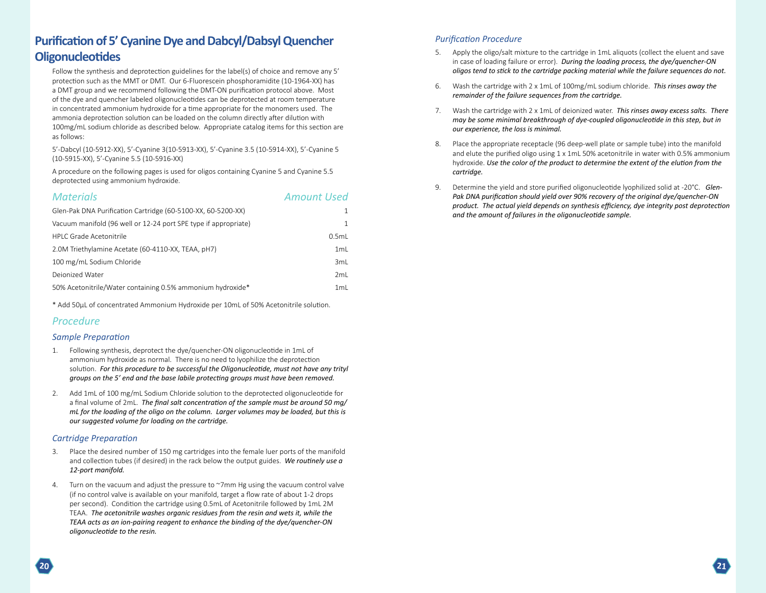## Purification of 5' Cyanine Dye and Dabcyl/Dabsyl Quencher Oligonucleotides

Follow the synthesis and deprotection guidelines for the label(s) of choice and remove any 5' protection such as the MMT or DMT. Our 6-Fluorescein phosphoramidite (10-1964-XX) has a DMT group and we recommend following the DMT-ON purification protocol above. Most of the dye and quencher labeled oligonucleotides can be deprotected at room temperature in concentrated ammonium hydroxide for a time appropriate for the monomers used. The ammonia deprotection solution can be loaded on the column directly after dilution with 100mg/mL sodium chloride as described below. Appropriate catalog items for this section are as follows:

5'-Dabcyl (10-5912-XX), 5'-Cyanine 3(10-5913-XX), 5'-Cyanine 3.5 (10-5914-XX), 5'-Cyanine 5 (10-5915-XX), 5'-Cyanine 5.5 (10-5916-XX)

A procedure on the following pages is used for oligos containing Cyanine 5 and Cyanine 5.5 deprotected using ammonium hydroxide.

| *Materials* | *Amount Used* |
|---|---|
| Glen-Pak DNA Purification Cartridge (60-5100-XX, 60-5200-XX) | 1 |
| Vacuum manifold (96 well or 12-24 port SPE type if appropriate) | 1 |
| HPLC Grade Acetonitrile | 0.5mL |
| 2.0M Triethylamine Acetate (60-4110-XX, TEAA, pH7) | 1mL |
| 100 mg/mL Sodium Chloride | 3mL |
| Deionized Water | 2mL |
| 50% Acetonitrile/Water containing 0.5% ammonium hydroxide* | 1mL |

\* Add 50µL of concentrated Ammonium Hydroxide per 10mL of 50% Acetonitrile solution.

### *Procedure*

#### *Sample Preparation*

1. Following synthesis, deprotect the dye/quencher-ON oligonucleotide in 1mL of ammonium hydroxide as normal. There is no need to lyophilize the deprotection solution. ***For this procedure to be successful the Oligonucleotide, must not have any trityl groups on the 5' end and the base labile protecting groups must have been removed.***

2. Add 1mL of 100 mg/mL Sodium Chloride solution to the deprotected oligonucleotide for a final volume of 2mL. ***The final salt concentration of the sample must be around 50 mg/mL for the loading of the oligo on the column. Larger volumes may be loaded, but this is our suggested volume for loading on the cartridge.***

#### *Cartridge Preparation*

3. Place the desired number of 150 mg cartridges into the female luer ports of the manifold and collection tubes (if desired) in the rack below the output guides. ***We routinely use a 12-port manifold.***

4. Turn on the vacuum and adjust the pressure to ~7mm Hg using the vacuum control valve (if no control valve is available on your manifold, target a flow rate of about 1-2 drops per second). Condition the cartridge using 0.5mL of Acetonitrile followed by 1mL 2M TEAA. ***The acetonitrile washes organic residues from the resin and wets it, while the TEAA acts as an ion-pairing reagent to enhance the binding of the dye/quencher-ON oligonucleotide to the resin.***

#### *Purification Procedure*

5. Apply the oligo/salt mixture to the cartridge in 1mL aliquots (collect the eluent and save in case of loading failure or error). ***During the loading process, the dye/quencher-ON oligos tend to stick to the cartridge packing material while the failure sequences do not.***

6. Wash the cartridge with 2 x 1mL of 100mg/mL sodium chloride. ***This rinses away the remainder of the failure sequences from the cartridge.***

7. Wash the cartridge with 2 x 1mL of deionized water. ***This rinses away excess salts. There may be some minimal breakthrough of dye-coupled oligonucleotide in this step, but in our experience, the loss is minimal.***

8. Place the appropriate receptacle (96 deep-well plate or sample tube) into the manifold and elute the purified oligo using 1 x 1mL 50% acetonitrile in water with 0.5% ammonium hydroxide. ***Use the color of the product to determine the extent of the elution from the cartridge.***

9. Determine the yield and store purified oligonucleotide lyophilized solid at -20°C. ***Glen-Pak DNA purification should yield over 90% recovery of the original dye/quencher-ON product. The actual yield depends on synthesis efficiency, dye integrity post deprotection and the amount of failures in the oligonucleotide sample.***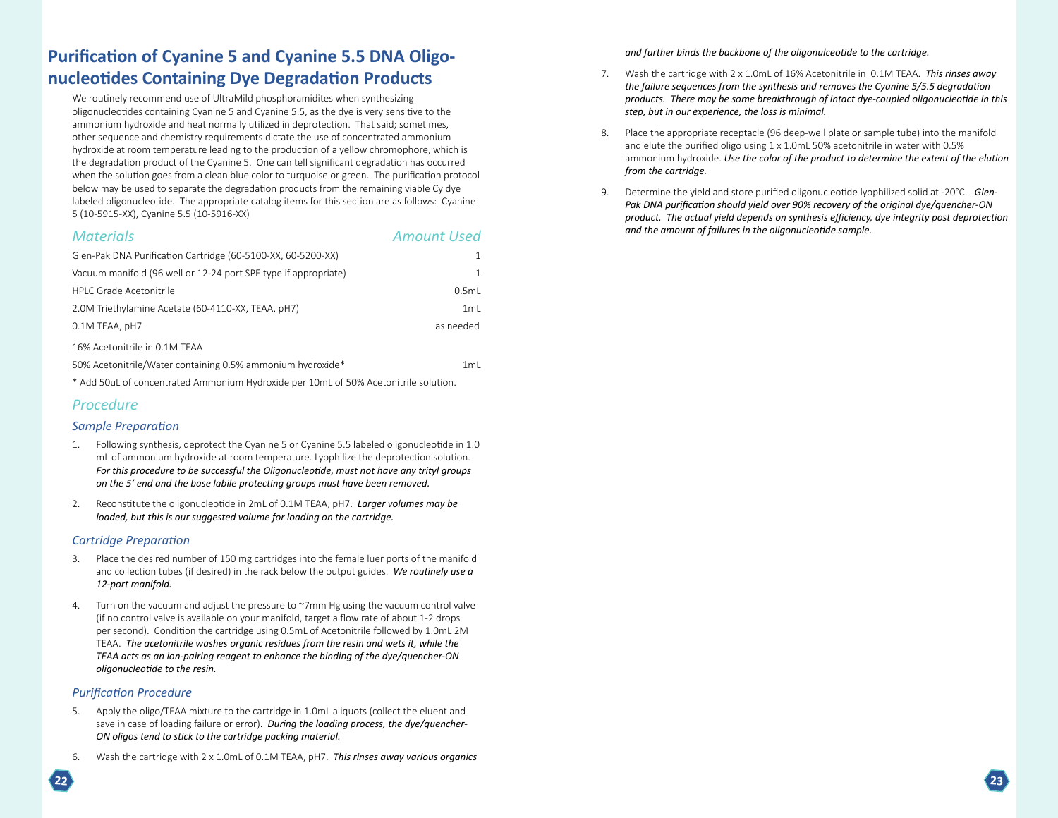# Purification of Cyanine 5 and Cyanine 5.5 DNA Oligonucleotides Containing Dye Degradation Products

We routinely recommend use of UltraMild phosphoramidites when synthesizing oligonucleotides containing Cyanine 5 and Cyanine 5.5, as the dye is very sensitive to the ammonium hydroxide and heat normally utilized in deprotection. That said; sometimes, other sequence and chemistry requirements dictate the use of concentrated ammonium hydroxide at room temperature leading to the production of a yellow chromophore, which is the degradation product of the Cyanine 5. One can tell significant degradation has occurred when the solution goes from a clean blue color to turquoise or green. The purification protocol below may be used to separate the degradation products from the remaining viable Cy dye labeled oligonucleotide. The appropriate catalog items for this section are as follows: Cyanine 5 (10-5915-XX), Cyanine 5.5 (10-5916-XX)

| *Materials* | *Amount Used* |
| --- | --- |
| Glen-Pak DNA Purification Cartridge (60-5100-XX, 60-5200-XX) | 1 |
| Vacuum manifold (96 well or 12-24 port SPE type if appropriate) | 1 |
| HPLC Grade Acetonitrile | 0.5mL |
| 2.0M Triethylamine Acetate (60-4110-XX, TEAA, pH7) | 1mL |
| 0.1M TEAA, pH7 | as needed |
| 16% Acetonitrile in 0.1M TEAA | |
| 50% Acetonitrile/Water containing 0.5% ammonium hydroxide* | 1mL |

* Add 50uL of concentrated Ammonium Hydroxide per 10mL of 50% Acetonitrile solution.

## *Procedure*

### *Sample Preparation*

1. Following synthesis, deprotect the Cyanine 5 or Cyanine 5.5 labeled oligonucleotide in 1.0 mL of ammonium hydroxide at room temperature. Lyophilize the deprotection solution. ***For this procedure to be successful the Oligonucleotide, must not have any trityl groups on the 5' end and the base labile protecting groups must have been removed.***

2. Reconstitute the oligonucleotide in 2mL of 0.1M TEAA, pH7. ***Larger volumes may be loaded, but this is our suggested volume for loading on the cartridge.***

### *Cartridge Preparation*

3. Place the desired number of 150 mg cartridges into the female luer ports of the manifold and collection tubes (if desired) in the rack below the output guides. ***We routinely use a 12-port manifold.***

4. Turn on the vacuum and adjust the pressure to ~7mm Hg using the vacuum control valve (if no control valve is available on your manifold, target a flow rate of about 1-2 drops per second). Condition the cartridge using 0.5mL of Acetonitrile followed by 1.0mL 2M TEAA. ***The acetonitrile washes organic residues from the resin and wets it, while the TEAA acts as an ion-pairing reagent to enhance the binding of the dye/quencher-ON oligonucleotide to the resin.***

### *Purification Procedure*

5. Apply the oligo/TEAA mixture to the cartridge in 1.0mL aliquots (collect the eluent and save in case of loading failure or error). ***During the loading process, the dye/quencher-ON oligos tend to stick to the cartridge packing material.***

6. Wash the cartridge with 2 x 1.0mL of 0.1M TEAA, pH7. ***This rinses away various organics and further binds the backbone of the oligonulceotide to the cartridge.***

7. Wash the cartridge with 2 x 1.0mL of 16% Acetonitrile in 0.1M TEAA. ***This rinses away the failure sequences from the synthesis and removes the Cyanine 5/5.5 degradation products. There may be some breakthrough of intact dye-coupled oligonucleotide in this step, but in our experience, the loss is minimal.***

8. Place the appropriate receptacle (96 deep-well plate or sample tube) into the manifold and elute the purified oligo using 1 x 1.0mL 50% acetonitrile in water with 0.5% ammonium hydroxide. ***Use the color of the product to determine the extent of the elution from the cartridge.***

9. Determine the yield and store purified oligonucleotide lyophilized solid at -20°C. ***Glen-Pak DNA purification should yield over 90% recovery of the original dye/quencher-ON product. The actual yield depends on synthesis efficiency, dye integrity post deprotection and the amount of failures in the oligonucleotide sample.***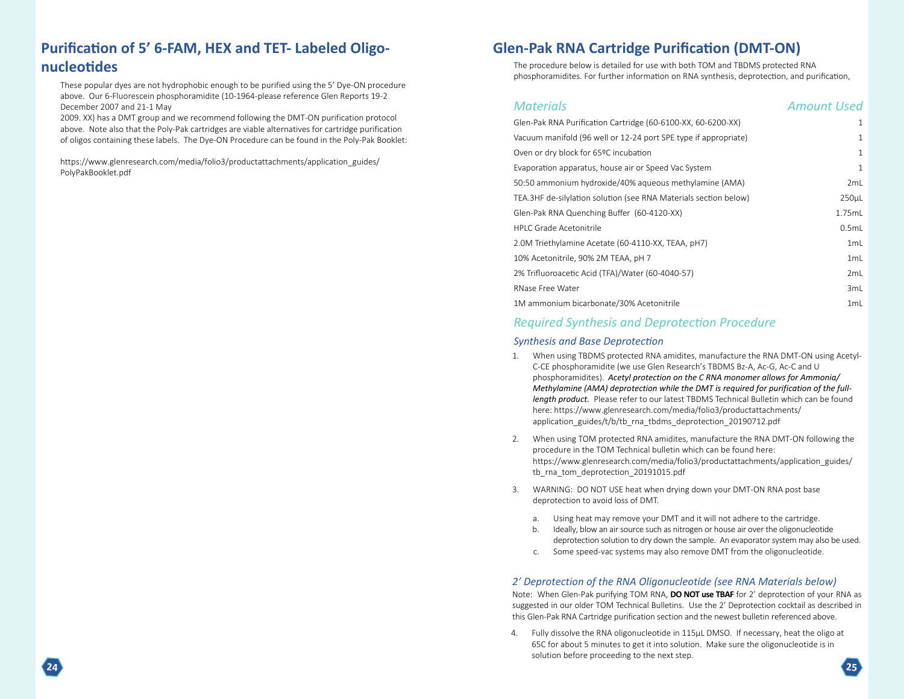# Purification of 5' 6-FAM, HEX and TET- Labeled Oligonucleotides

These popular dyes are not hydrophobic enough to be purified using the 5' Dye-ON procedure above. Our 6-Fluorescein phosphoramidite (10-1964-please reference Glen Reports 19-2 December 2007 and 21-1 May 2009. XX) has a DMT group and we recommend following the DMT-ON purification protocol above. Note also that the Poly-Pak cartridges are viable alternatives for cartridge purification of oligos containing these labels. The Dye-ON Procedure can be found in the Poly-Pak Booklet:

https://www.glenresearch.com/media/folio3/productattachments/application_guides/PolyPakBooklet.pdf

# Glen-Pak RNA Cartridge Purification (DMT-ON)

The procedure below is detailed for use with both TOM and TBDMS protected RNA phosphoramidites. For further information on RNA synthesis, deprotection, and purification,

| *Materials* | *Amount Used* |
|---|---|
| Glen-Pak RNA Purification Cartridge (60-6100-XX, 60-6200-XX) | 1 |
| Vacuum manifold (96 well or 12-24 port SPE type if appropriate) | 1 |
| Oven or dry block for 65ºC incubation | 1 |
| Evaporation apparatus, house air or Speed Vac System | 1 |
| 50:50 ammonium hydroxide/40% aqueous methylamine (AMA) | 2mL |
| TEA.3HF de-silylation solution (see RNA Materials section below) | 250µL |
| Glen-Pak RNA Quenching Buffer (60-4120-XX) | 1.75mL |
| HPLC Grade Acetonitrile | 0.5mL |
| 2.0M Triethylamine Acetate (60-4110-XX, TEAA, pH7) | 1mL |
| 10% Acetonitrile, 90% 2M TEAA, pH 7 | 1mL |
| 2% Trifluoroacetic Acid (TFA)/Water (60-4040-57) | 2mL |
| RNase Free Water | 3mL |
| 1M ammonium bicarbonate/30% Acetonitrile | 1mL |

## *Required Synthesis and Deprotection Procedure*

### *Synthesis and Base Deprotection*

1. When using TBDMS protected RNA amidites, manufacture the RNA DMT-ON using Acetyl-C-CE phosphoramidite (we use Glen Research's TBDMS Bz-A, Ac-G, Ac-C and U phosphoramidites). ***Acetyl protection on the C RNA monomer allows for Ammonia/Methylamine (AMA) deprotection while the DMT is required for purification of the full-length product.*** Please refer to our latest TBDMS Technical Bulletin which can be found here: https://www.glenresearch.com/media/folio3/productattachments/application_guides/t/b/tb_rna_tbdms_deprotection_20190712.pdf

2. When using TOM protected RNA amidites, manufacture the RNA DMT-ON following the procedure in the TOM Technical bulletin which can be found here: https://www.glenresearch.com/media/folio3/productattachments/application_guides/tb_rna_tom_deprotection_20191015.pdf

3. WARNING: DO NOT USE heat when drying down your DMT-ON RNA post base deprotection to avoid loss of DMT.

   a. Using heat may remove your DMT and it will not adhere to the cartridge.
   b. Ideally, blow an air source such as nitrogen or house air over the oligonucleotide deprotection solution to dry down the sample. An evaporator system may also be used.
   c. Some speed-vac systems may also remove DMT from the oligonucleotide.

### *2' Deprotection of the RNA Oligonucleotide (see RNA Materials below)*

Note: When Glen-Pak purifying TOM RNA, **DO NOT use TBAF** for 2' deprotection of your RNA as suggested in our older TOM Technical Bulletins. Use the 2' Deprotection cocktail as described in this Glen-Pak RNA Cartridge purification section and the newest bulletin referenced above.

4. Fully dissolve the RNA oligonucleotide in 115µL DMSO. If necessary, heat the oligo at 65C for about 5 minutes to get it into solution. Make sure the oligonucleotide is in solution before proceeding to the next step.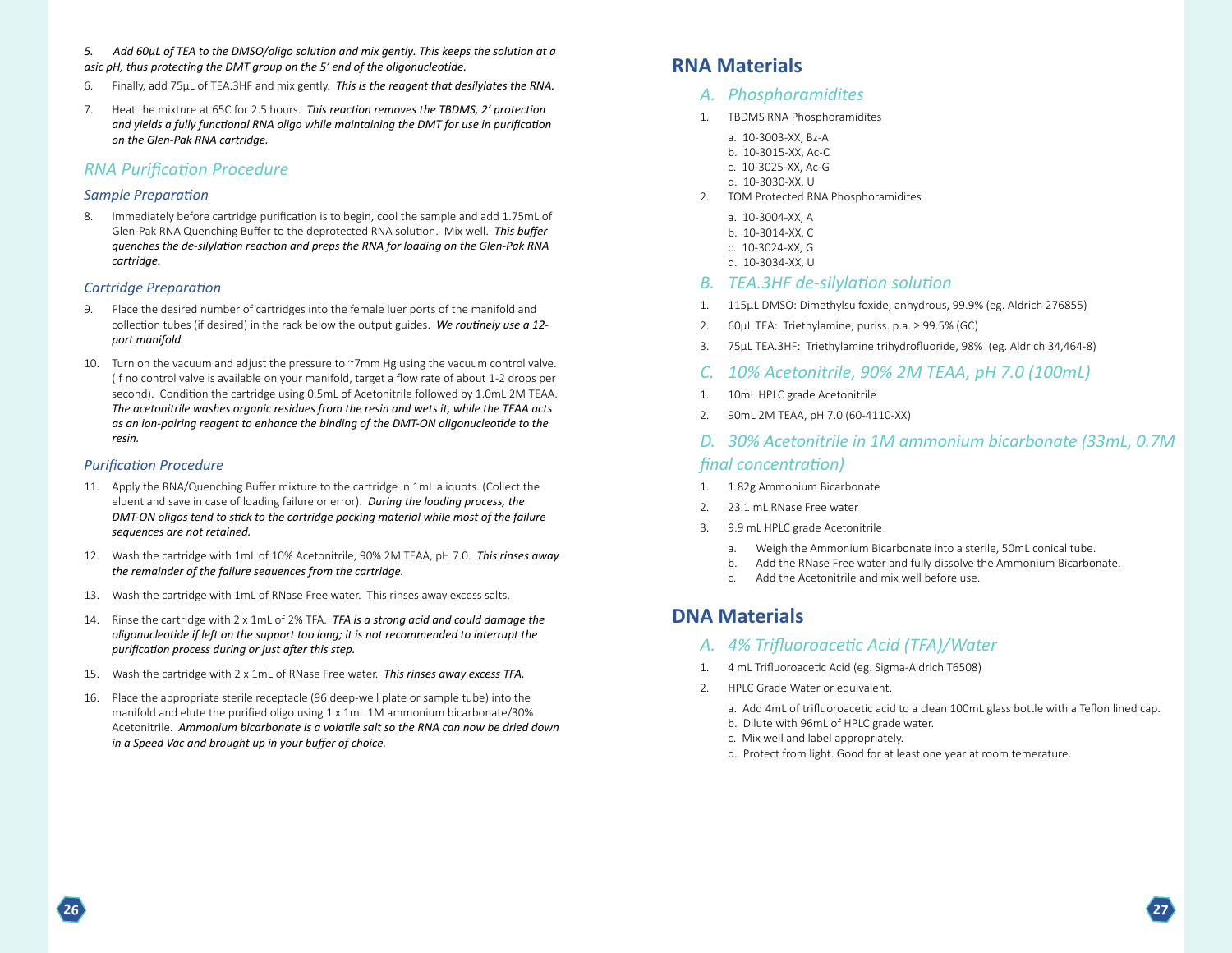5. *Add 60µL of TEA to the DMSO/oligo solution and mix gently. This keeps the solution at a asic pH, thus protecting the DMT group on the 5' end of the oligonucleotide.*

6. Finally, add 75µL of TEA.3HF and mix gently. *This is the reagent that desilylates the RNA.*

7. Heat the mixture at 65C for 2.5 hours. *This reaction removes the TBDMS, 2' protection and yields a fully functional RNA oligo while maintaining the DMT for use in purification on the Glen-Pak RNA cartridge.*

## *RNA Purification Procedure*

### *Sample Preparation*

8. Immediately before cartridge purification is to begin, cool the sample and add 1.75mL of Glen-Pak RNA Quenching Buffer to the deprotected RNA solution. Mix well. *This buffer quenches the de-silylation reaction and preps the RNA for loading on the Glen-Pak RNA cartridge.*

### *Cartridge Preparation*

9. Place the desired number of cartridges into the female luer ports of the manifold and collection tubes (if desired) in the rack below the output guides. *We routinely use a 12-port manifold.*

10. Turn on the vacuum and adjust the pressure to ~7mm Hg using the vacuum control valve. (If no control valve is available on your manifold, target a flow rate of about 1-2 drops per second). Condition the cartridge using 0.5mL of Acetonitrile followed by 1.0mL 2M TEAA. *The acetonitrile washes organic residues from the resin and wets it, while the TEAA acts as an ion-pairing reagent to enhance the binding of the DMT-ON oligonucleotide to the resin.*

### *Purification Procedure*

11. Apply the RNA/Quenching Buffer mixture to the cartridge in 1mL aliquots. (Collect the eluent and save in case of loading failure or error). *During the loading process, the DMT-ON oligos tend to stick to the cartridge packing material while most of the failure sequences are not retained.*

12. Wash the cartridge with 1mL of 10% Acetonitrile, 90% 2M TEAA, pH 7.0. *This rinses away the remainder of the failure sequences from the cartridge.*

13. Wash the cartridge with 1mL of RNase Free water. This rinses away excess salts.

14. Rinse the cartridge with 2 x 1mL of 2% TFA. *TFA is a strong acid and could damage the oligonucleotide if left on the support too long; it is not recommended to interrupt the purification process during or just after this step.*

15. Wash the cartridge with 2 x 1mL of RNase Free water. *This rinses away excess TFA.*

16. Place the appropriate sterile receptacle (96 deep-well plate or sample tube) into the manifold and elute the purified oligo using 1 x 1mL 1M ammonium bicarbonate/30% Acetonitrile. *Ammonium bicarbonate is a volatile salt so the RNA can now be dried down in a Speed Vac and brought up in your buffer of choice.*

# RNA Materials

## *A. Phosphoramidites*

1. TBDMS RNA Phosphoramidites
   a. 10-3003-XX, Bz-A
   b. 10-3015-XX, Ac-C
   c. 10-3025-XX, Ac-G
   d. 10-3030-XX, U
2. TOM Protected RNA Phosphoramidites
   a. 10-3004-XX, A
   b. 10-3014-XX, C
   c. 10-3024-XX, G
   d. 10-3034-XX, U

## *B. TEA.3HF de-silylation solution*

1. 115µL DMSO: Dimethylsulfoxide, anhydrous, 99.9% (eg. Aldrich 276855)
2. 60µL TEA: Triethylamine, puriss. p.a. ≥ 99.5% (GC)
3. 75µL TEA.3HF: Triethylamine trihydrofluoride, 98% (eg. Aldrich 34,464-8)

## *C. 10% Acetonitrile, 90% 2M TEAA, pH 7.0 (100mL)*

1. 10mL HPLC grade Acetonitrile
2. 90mL 2M TEAA, pH 7.0 (60-4110-XX)

## *D. 30% Acetonitrile in 1M ammonium bicarbonate (33mL, 0.7M final concentration)*

1. 1.82g Ammonium Bicarbonate
2. 23.1 mL RNase Free water
3. 9.9 mL HPLC grade Acetonitrile
   a. Weigh the Ammonium Bicarbonate into a sterile, 50mL conical tube.
   b. Add the RNase Free water and fully dissolve the Ammonium Bicarbonate.
   c. Add the Acetonitrile and mix well before use.

# DNA Materials

## *A. 4% Trifluoroacetic Acid (TFA)/Water*

1. 4 mL Trifluoroacetic Acid (eg. Sigma-Aldrich T6508)
2. HPLC Grade Water or equivalent.
   a. Add 4mL of trifluoroacetic acid to a clean 100mL glass bottle with a Teflon lined cap.
   b. Dilute with 96mL of HPLC grade water.
   c. Mix well and label appropriately.
   d. Protect from light. Good for at least one year at room temerature.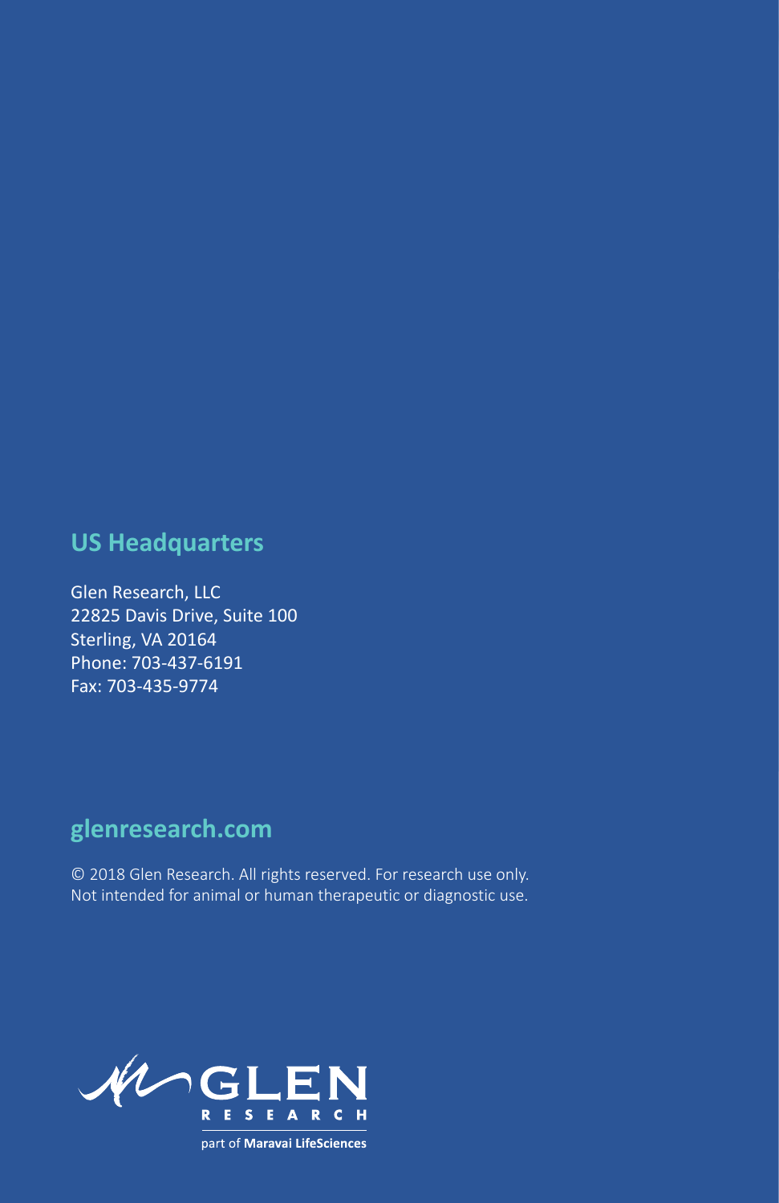## US Headquarters

Glen Research, LLC
22825 Davis Drive, Suite 100
Sterling, VA 20164
Phone: 703-437-6191
Fax: 703-435-9774

## glenresearch.com

© 2018 Glen Research. All rights reserved. For research use only.
Not intended for animal or human therapeutic or diagnostic use.

GLEN RESEARCH

part of **Maravai LifeSciences**